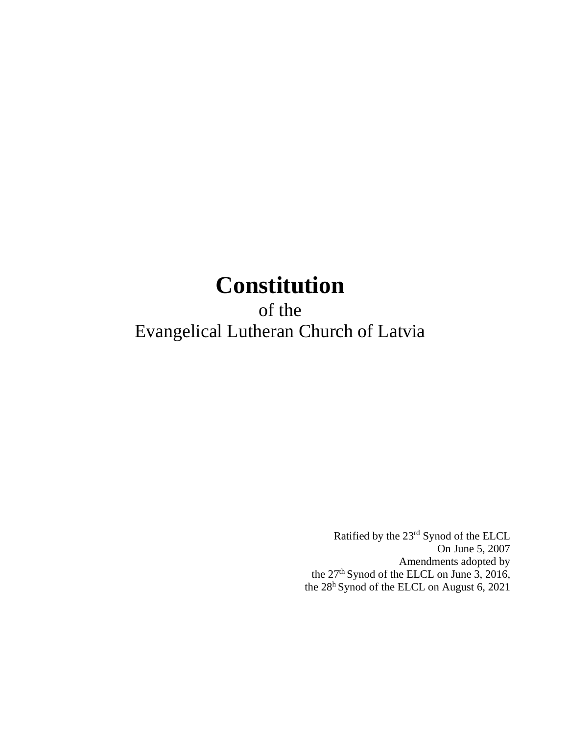# Constitution

of the
Evangelical Lutheran Church of Latvia

Ratified by the 23rd Synod of the ELCL
On June 5, 2007
Amendments adopted by
the 27th Synod of the ELCL on June 3, 2016,
the 28h Synod of the ELCL on August 6, 2021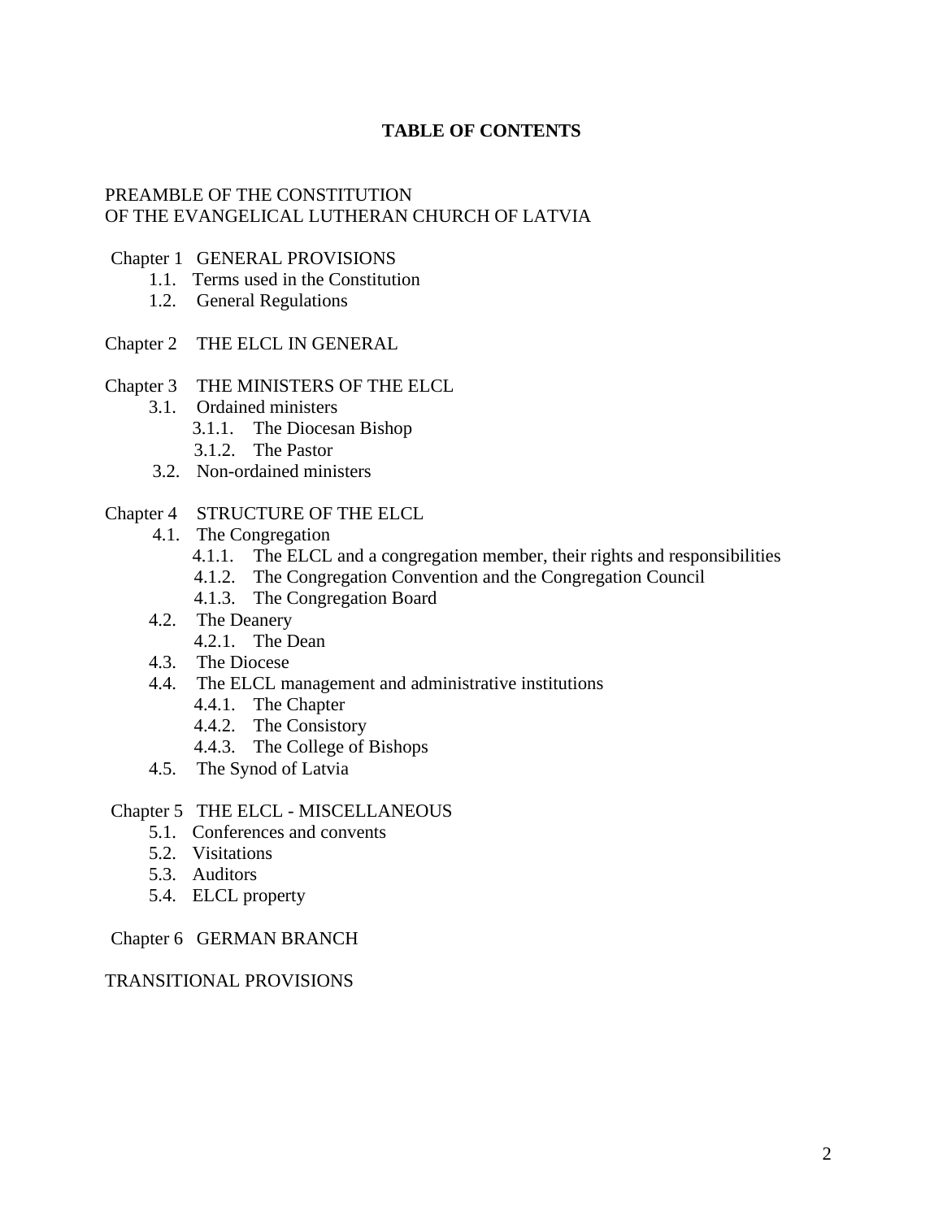# TABLE OF CONTENTS

PREAMBLE OF THE CONSTITUTION
OF THE EVANGELICAL LUTHERAN CHURCH OF LATVIA

Chapter 1 GENERAL PROVISIONS
- 1.1. Terms used in the Constitution
- 1.2. General Regulations

Chapter 2 THE ELCL IN GENERAL

Chapter 3 THE MINISTERS OF THE ELCL
- 3.1. Ordained ministers
  - 3.1.1. The Diocesan Bishop
  - 3.1.2. The Pastor
- 3.2. Non-ordained ministers

Chapter 4 STRUCTURE OF THE ELCL
- 4.1. The Congregation
  - 4.1.1. The ELCL and a congregation member, their rights and responsibilities
  - 4.1.2. The Congregation Convention and the Congregation Council
  - 4.1.3. The Congregation Board
- 4.2. The Deanery
  - 4.2.1. The Dean
- 4.3. The Diocese
- 4.4. The ELCL management and administrative institutions
  - 4.4.1. The Chapter
  - 4.4.2. The Consistory
  - 4.4.3. The College of Bishops
- 4.5. The Synod of Latvia

Chapter 5 THE ELCL - MISCELLANEOUS
- 5.1. Conferences and convents
- 5.2. Visitations
- 5.3. Auditors
- 5.4. ELCL property

Chapter 6 GERMAN BRANCH

TRANSITIONAL PROVISIONS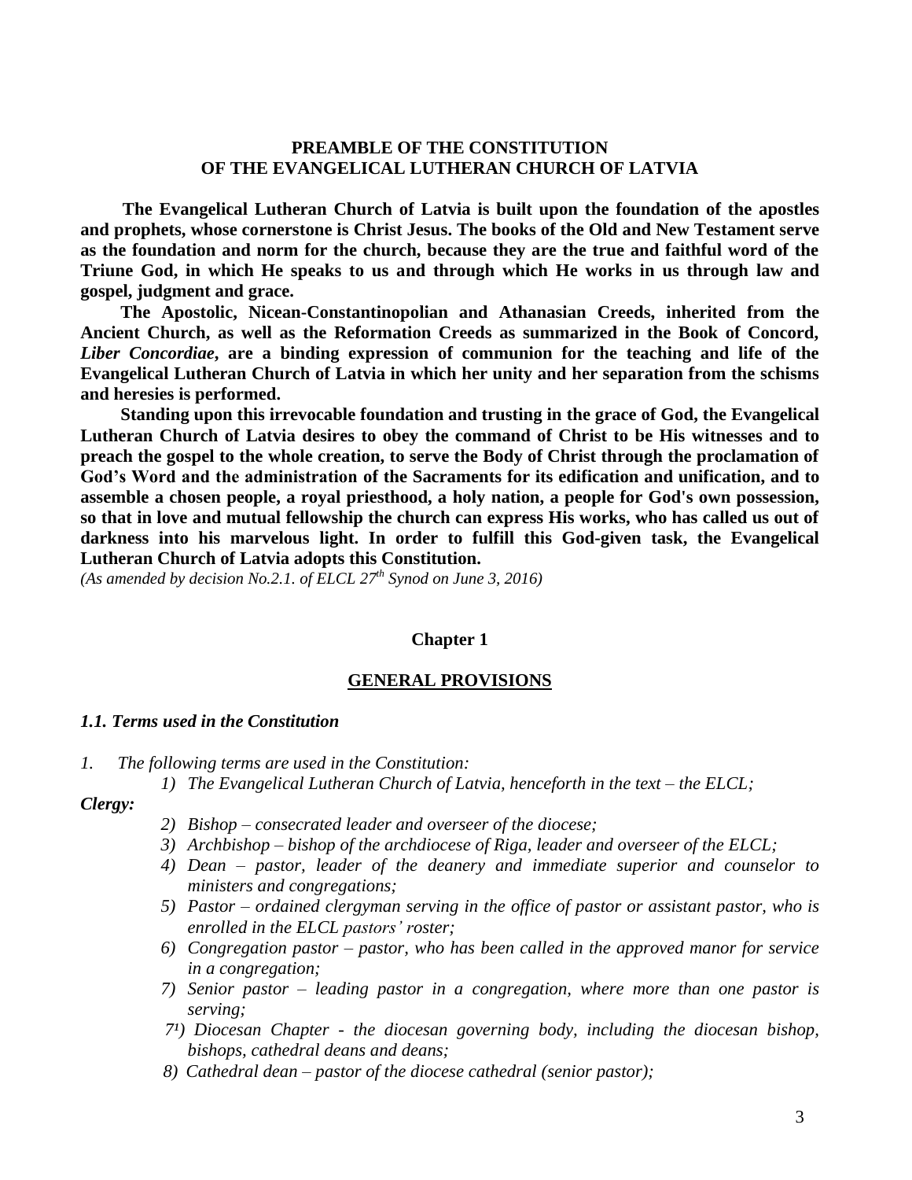**PREAMBLE OF THE CONSTITUTION**
**OF THE EVANGELICAL LUTHERAN CHURCH OF LATVIA**

**The Evangelical Lutheran Church of Latvia is built upon the foundation of the apostles and prophets, whose cornerstone is Christ Jesus. The books of the Old and New Testament serve as the foundation and norm for the church, because they are the true and faithful word of the Triune God, in which He speaks to us and through which He works in us through law and gospel, judgment and grace.**

**The Apostolic, Nicean-Constantinopolian and Athanasian Creeds, inherited from the Ancient Church, as well as the Reformation Creeds as summarized in the Book of Concord, *Liber Concordiae*, are a binding expression of communion for the teaching and life of the Evangelical Lutheran Church of Latvia in which her unity and her separation from the schisms and heresies is performed.**

**Standing upon this irrevocable foundation and trusting in the grace of God, the Evangelical Lutheran Church of Latvia desires to obey the command of Christ to be His witnesses and to preach the gospel to the whole creation, to serve the Body of Christ through the proclamation of God's Word and the administration of the Sacraments for its edification and unification, and to assemble a chosen people, a royal priesthood, a holy nation, a people for God's own possession, so that in love and mutual fellowship the church can express His works, who has called us out of darkness into his marvelous light. In order to fulfill this God-given task, the Evangelical Lutheran Church of Latvia adopts this Constitution.**

*(As amended by decision No.2.1. of ELCL 27th Synod on June 3, 2016)*

**Chapter 1**

**GENERAL PROVISIONS**

### *1.1. Terms used in the Constitution*

*1. The following terms are used in the Constitution:*

*1) The Evangelical Lutheran Church of Latvia, henceforth in the text – the ELCL;*

***Clergy:***

*2) Bishop – consecrated leader and overseer of the diocese;*

*3) Archbishop – bishop of the archdiocese of Riga, leader and overseer of the ELCL;*

*4) Dean – pastor, leader of the deanery and immediate superior and counselor to ministers and congregations;*

*5) Pastor – ordained clergyman serving in the office of pastor or assistant pastor, who is enrolled in the ELCL pastors' roster;*

*6) Congregation pastor – pastor, who has been called in the approved manor for service in a congregation;*

*7) Senior pastor – leading pastor in a congregation, where more than one pastor is serving;*

*7¹) Diocesan Chapter - the diocesan governing body, including the diocesan bishop, bishops, cathedral deans and deans;*

*8) Cathedral dean – pastor of the diocese cathedral (senior pastor);*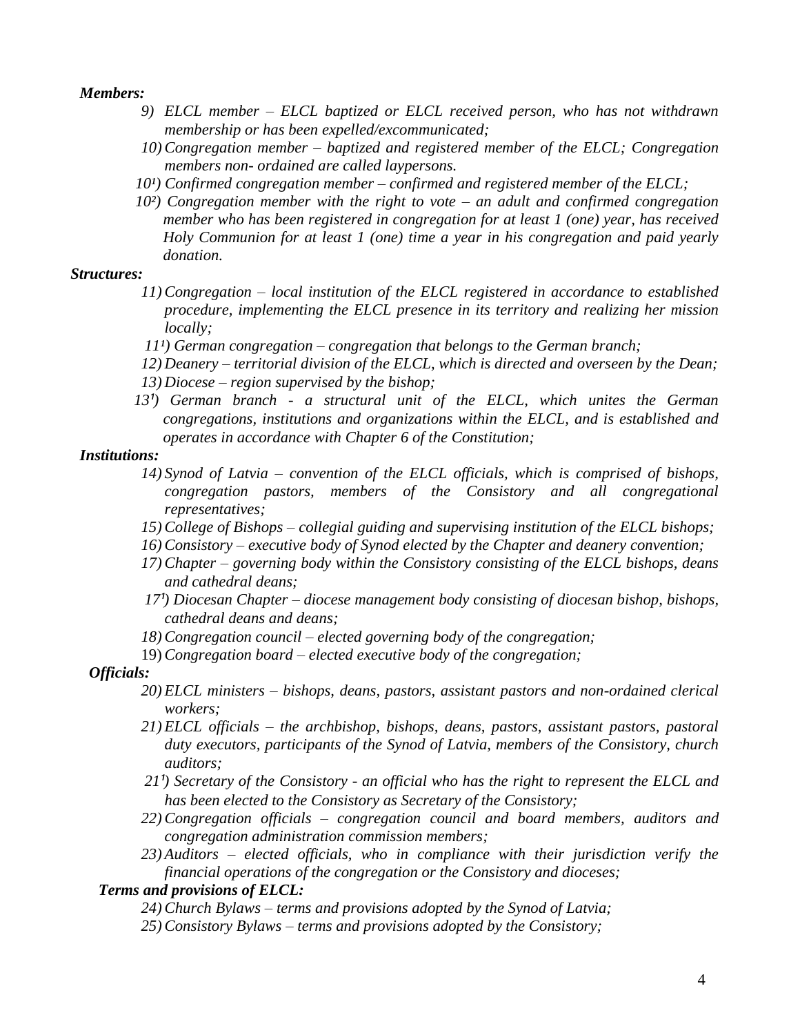***Members:***

*9) ELCL member – ELCL baptized or ELCL received person, who has not withdrawn membership or has been expelled/excommunicated;*

*10) Congregation member – baptized and registered member of the ELCL; Congregation members non- ordained are called laypersons.*

*10[1]) Confirmed congregation member – confirmed and registered member of the ELCL;*

*10[2]) Congregation member with the right to vote – an adult and confirmed congregation member who has been registered in congregation for at least 1 (one) year, has received Holy Communion for at least 1 (one) time a year in his congregation and paid yearly donation.*

***Structures:***

*11) Congregation – local institution of the ELCL registered in accordance to established procedure, implementing the ELCL presence in its territory and realizing her mission locally;*

*11[1]) German congregation – congregation that belongs to the German branch;*

*12) Deanery – territorial division of the ELCL, which is directed and overseen by the Dean;*

*13) Diocese – region supervised by the bishop;*

*13[1]) German branch - a structural unit of the ELCL, which unites the German congregations, institutions and organizations within the ELCL, and is established and operates in accordance with Chapter 6 of the Constitution;*

***Institutions:***

*14) Synod of Latvia – convention of the ELCL officials, which is comprised of bishops, congregation pastors, members of the Consistory and all congregational representatives;*

*15) College of Bishops – collegial guiding and supervising institution of the ELCL bishops;*

*16) Consistory – executive body of Synod elected by the Chapter and deanery convention;*

*17) Chapter – governing body within the Consistory consisting of the ELCL bishops, deans and cathedral deans;*

*17[1]) Diocesan Chapter – diocese management body consisting of diocesan bishop, bishops, cathedral deans and deans;*

*18) Congregation council – elected governing body of the congregation;*

19) *Congregation board – elected executive body of the congregation;*

***Officials:***

*20) ELCL ministers – bishops, deans, pastors, assistant pastors and non-ordained clerical workers;*

*21) ELCL officials – the archbishop, bishops, deans, pastors, assistant pastors, pastoral duty executors, participants of the Synod of Latvia, members of the Consistory, church auditors;*

*21[1]) Secretary of the Consistory - an official who has the right to represent the ELCL and has been elected to the Consistory as Secretary of the Consistory;*

*22) Congregation officials – congregation council and board members, auditors and congregation administration commission members;*

*23) Auditors – elected officials, who in compliance with their jurisdiction verify the financial operations of the congregation or the Consistory and dioceses;*

***Terms and provisions of ELCL:***

*24) Church Bylaws – terms and provisions adopted by the Synod of Latvia;*

*25) Consistory Bylaws – terms and provisions adopted by the Consistory;*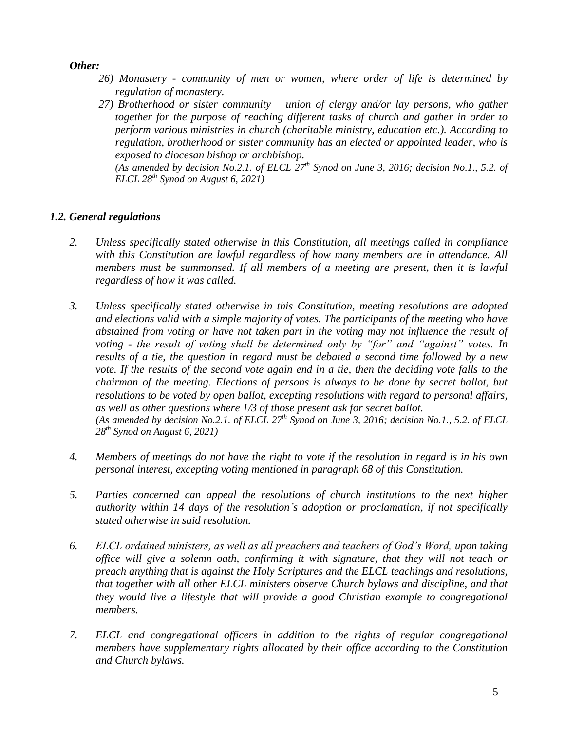***Other:***

*26) Monastery - community of men or women, where order of life is determined by regulation of monastery.*

*27) Brotherhood or sister community – union of clergy and/or lay persons, who gather together for the purpose of reaching different tasks of church and gather in order to perform various ministries in church (charitable ministry, education etc.). According to regulation, brotherhood or sister community has an elected or appointed leader, who is exposed to diocesan bishop or archbishop.*

*(As amended by decision No.2.1. of ELCL 27th Synod on June 3, 2016; decision No.1., 5.2. of ELCL 28th Synod on August 6, 2021)*

### *1.2. General regulations*

*2. Unless specifically stated otherwise in this Constitution, all meetings called in compliance with this Constitution are lawful regardless of how many members are in attendance. All members must be summonsed. If all members of a meeting are present, then it is lawful regardless of how it was called.*

*3. Unless specifically stated otherwise in this Constitution, meeting resolutions are adopted and elections valid with a simple majority of votes. The participants of the meeting who have abstained from voting or have not taken part in the voting may not influence the result of voting - the result of voting shall be determined only by "for" and "against" votes. In results of a tie, the question in regard must be debated a second time followed by a new vote. If the results of the second vote again end in a tie, then the deciding vote falls to the chairman of the meeting. Elections of persons is always to be done by secret ballot, but resolutions to be voted by open ballot, excepting resolutions with regard to personal affairs, as well as other questions where 1/3 of those present ask for secret ballot.*

*(As amended by decision No.2.1. of ELCL 27th Synod on June 3, 2016; decision No.1., 5.2. of ELCL 28th Synod on August 6, 2021)*

*4. Members of meetings do not have the right to vote if the resolution in regard is in his own personal interest, excepting voting mentioned in paragraph 68 of this Constitution.*

*5. Parties concerned can appeal the resolutions of church institutions to the next higher authority within 14 days of the resolution's adoption or proclamation, if not specifically stated otherwise in said resolution.*

*6. ELCL ordained ministers, as well as all preachers and teachers of God's Word, upon taking office will give a solemn oath, confirming it with signature, that they will not teach or preach anything that is against the Holy Scriptures and the ELCL teachings and resolutions, that together with all other ELCL ministers observe Church bylaws and discipline, and that they would live a lifestyle that will provide a good Christian example to congregational members.*

*7. ELCL and congregational officers in addition to the rights of regular congregational members have supplementary rights allocated by their office according to the Constitution and Church bylaws.*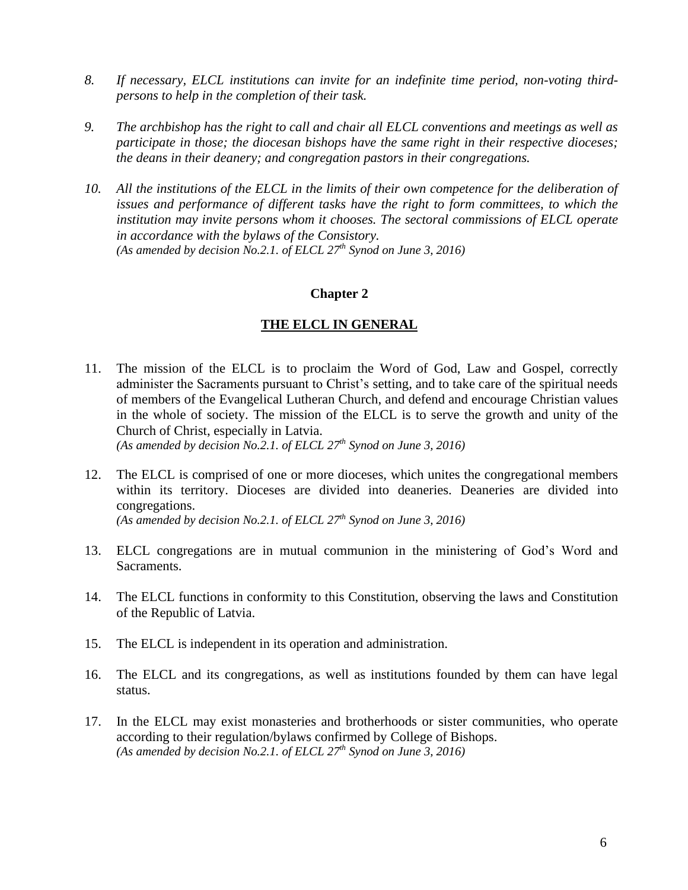*8. If necessary, ELCL institutions can invite for an indefinite time period, non-voting third-persons to help in the completion of their task.*

*9. The archbishop has the right to call and chair all ELCL conventions and meetings as well as participate in those; the diocesan bishops have the same right in their respective dioceses; the deans in their deanery; and congregation pastors in their congregations.*

*10. All the institutions of the ELCL in the limits of their own competence for the deliberation of issues and performance of different tasks have the right to form committees, to which the institution may invite persons whom it chooses. The sectoral commissions of ELCL operate in accordance with the bylaws of the Consistory.*
*(As amended by decision No.2.1. of ELCL 27th Synod on June 3, 2016)*

## Chapter 2

## THE ELCL IN GENERAL

11. The mission of the ELCL is to proclaim the Word of God, Law and Gospel, correctly administer the Sacraments pursuant to Christ's setting, and to take care of the spiritual needs of members of the Evangelical Lutheran Church, and defend and encourage Christian values in the whole of society. The mission of the ELCL is to serve the growth and unity of the Church of Christ, especially in Latvia.
*(As amended by decision No.2.1. of ELCL 27th Synod on June 3, 2016)*

12. The ELCL is comprised of one or more dioceses, which unites the congregational members within its territory. Dioceses are divided into deaneries. Deaneries are divided into congregations.
*(As amended by decision No.2.1. of ELCL 27th Synod on June 3, 2016)*

13. ELCL congregations are in mutual communion in the ministering of God's Word and Sacraments.

14. The ELCL functions in conformity to this Constitution, observing the laws and Constitution of the Republic of Latvia.

15. The ELCL is independent in its operation and administration.

16. The ELCL and its congregations, as well as institutions founded by them can have legal status.

17. In the ELCL may exist monasteries and brotherhoods or sister communities, who operate according to their regulation/bylaws confirmed by College of Bishops.
*(As amended by decision No.2.1. of ELCL 27th Synod on June 3, 2016)*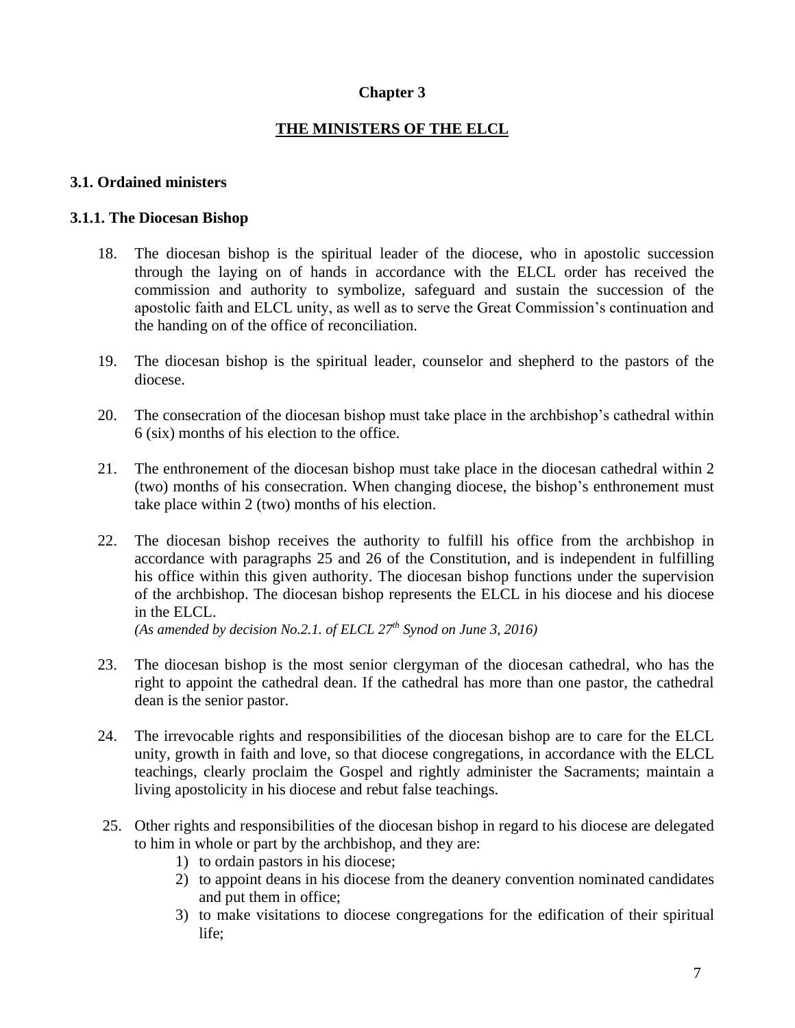## Chapter 3

## THE MINISTERS OF THE ELCL

### 3.1. Ordained ministers

#### 3.1.1. The Diocesan Bishop

18. The diocesan bishop is the spiritual leader of the diocese, who in apostolic succession through the laying on of hands in accordance with the ELCL order has received the commission and authority to symbolize, safeguard and sustain the succession of the apostolic faith and ELCL unity, as well as to serve the Great Commission's continuation and the handing on of the office of reconciliation.

19. The diocesan bishop is the spiritual leader, counselor and shepherd to the pastors of the diocese.

20. The consecration of the diocesan bishop must take place in the archbishop's cathedral within 6 (six) months of his election to the office.

21. The enthronement of the diocesan bishop must take place in the diocesan cathedral within 2 (two) months of his consecration. When changing diocese, the bishop's enthronement must take place within 2 (two) months of his election.

22. The diocesan bishop receives the authority to fulfill his office from the archbishop in accordance with paragraphs 25 and 26 of the Constitution, and is independent in fulfilling his office within this given authority. The diocesan bishop functions under the supervision of the archbishop. The diocesan bishop represents the ELCL in his diocese and his diocese in the ELCL.
*(As amended by decision No.2.1. of ELCL 27th Synod on June 3, 2016)*

23. The diocesan bishop is the most senior clergyman of the diocesan cathedral, who has the right to appoint the cathedral dean. If the cathedral has more than one pastor, the cathedral dean is the senior pastor.

24. The irrevocable rights and responsibilities of the diocesan bishop are to care for the ELCL unity, growth in faith and love, so that diocese congregations, in accordance with the ELCL teachings, clearly proclaim the Gospel and rightly administer the Sacraments; maintain a living apostolicity in his diocese and rebut false teachings.

25. Other rights and responsibilities of the diocesan bishop in regard to his diocese are delegated to him in whole or part by the archbishop, and they are:
    1) to ordain pastors in his diocese;
    2) to appoint deans in his diocese from the deanery convention nominated candidates and put them in office;
    3) to make visitations to diocese congregations for the edification of their spiritual life;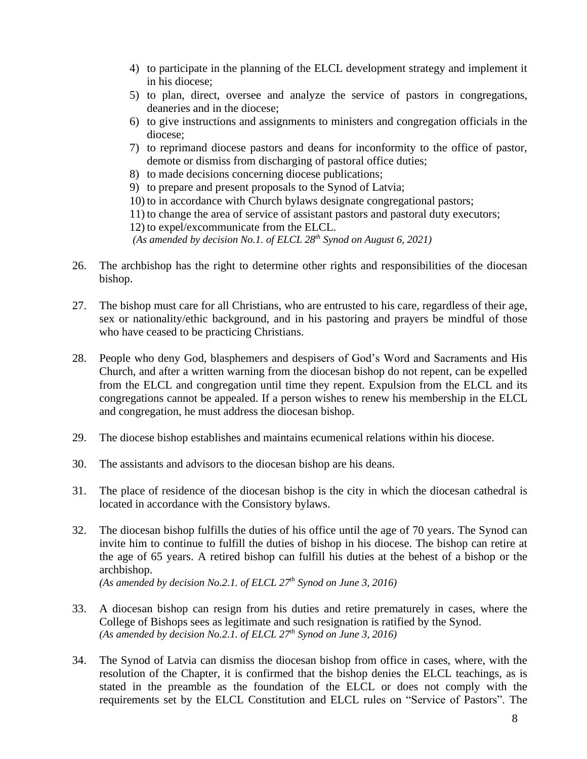4) to participate in the planning of the ELCL development strategy and implement it in his diocese;
5) to plan, direct, oversee and analyze the service of pastors in congregations, deaneries and in the diocese;
6) to give instructions and assignments to ministers and congregation officials in the diocese;
7) to reprimand diocese pastors and deans for inconformity to the office of pastor, demote or dismiss from discharging of pastoral office duties;
8) to made decisions concerning diocese publications;
9) to prepare and present proposals to the Synod of Latvia;
10) to in accordance with Church bylaws designate congregational pastors;
11) to change the area of service of assistant pastors and pastoral duty executors;
12) to expel/excommunicate from the ELCL.

*(As amended by decision No.1. of ELCL 28th Synod on August 6, 2021)*

26. The archbishop has the right to determine other rights and responsibilities of the diocesan bishop.

27. The bishop must care for all Christians, who are entrusted to his care, regardless of their age, sex or nationality/ethic background, and in his pastoring and prayers be mindful of those who have ceased to be practicing Christians.

28. People who deny God, blasphemers and despisers of God's Word and Sacraments and His Church, and after a written warning from the diocesan bishop do not repent, can be expelled from the ELCL and congregation until time they repent. Expulsion from the ELCL and its congregations cannot be appealed. If a person wishes to renew his membership in the ELCL and congregation, he must address the diocesan bishop.

29. The diocese bishop establishes and maintains ecumenical relations within his diocese.

30. The assistants and advisors to the diocesan bishop are his deans.

31. The place of residence of the diocesan bishop is the city in which the diocesan cathedral is located in accordance with the Consistory bylaws.

32. The diocesan bishop fulfills the duties of his office until the age of 70 years. The Synod can invite him to continue to fulfill the duties of bishop in his diocese. The bishop can retire at the age of 65 years. A retired bishop can fulfill his duties at the behest of a bishop or the archbishop.
*(As amended by decision No.2.1. of ELCL 27th Synod on June 3, 2016)*

33. A diocesan bishop can resign from his duties and retire prematurely in cases, where the College of Bishops sees as legitimate and such resignation is ratified by the Synod.
*(As amended by decision No.2.1. of ELCL 27th Synod on June 3, 2016)*

34. The Synod of Latvia can dismiss the diocesan bishop from office in cases, where, with the resolution of the Chapter, it is confirmed that the bishop denies the ELCL teachings, as is stated in the preamble as the foundation of the ELCL or does not comply with the requirements set by the ELCL Constitution and ELCL rules on "Service of Pastors". The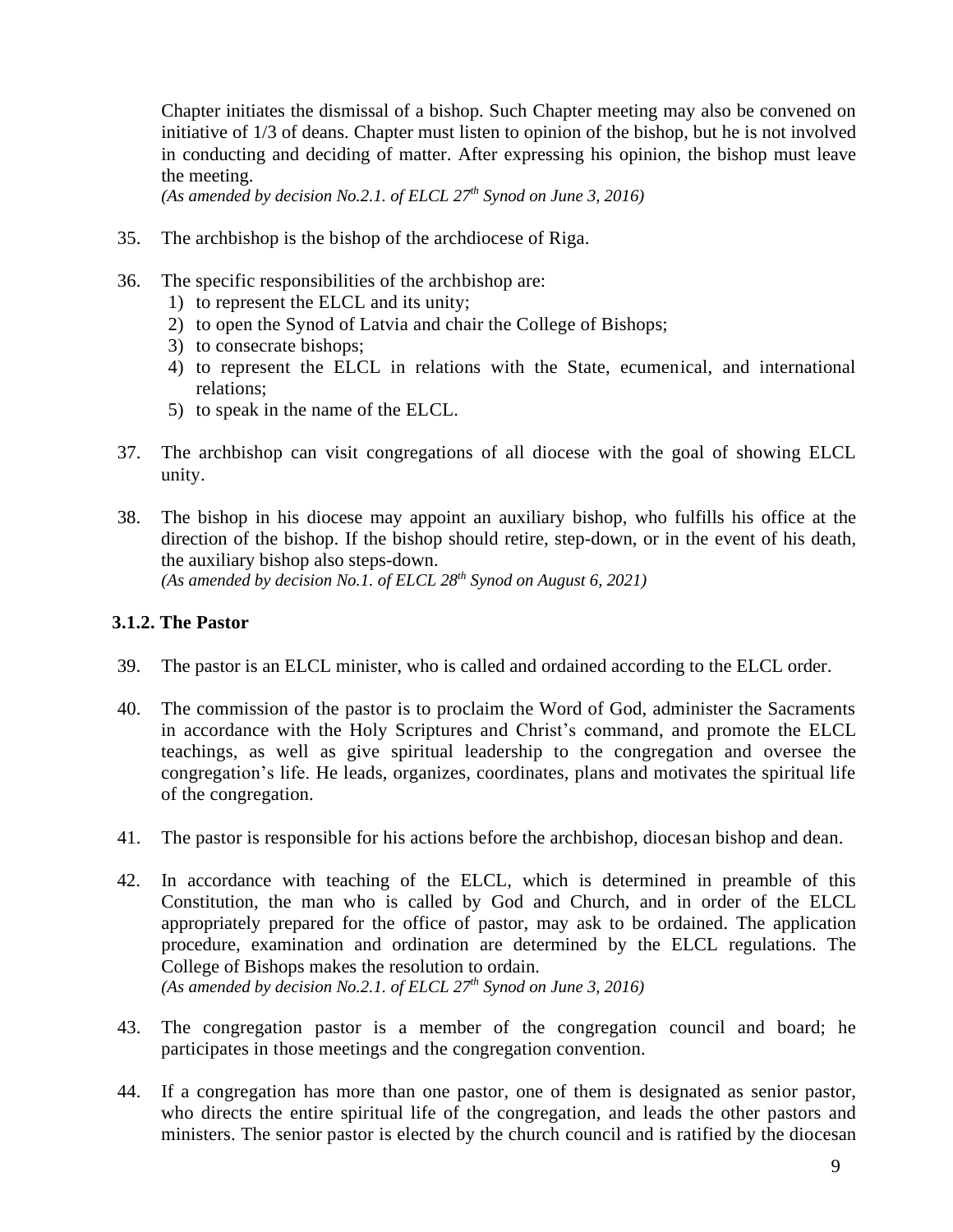Chapter initiates the dismissal of a bishop. Such Chapter meeting may also be convened on initiative of 1/3 of deans. Chapter must listen to opinion of the bishop, but he is not involved in conducting and deciding of matter. After expressing his opinion, the bishop must leave the meeting.
*(As amended by decision No.2.1. of ELCL 27th Synod on June 3, 2016)*

35. The archbishop is the bishop of the archdiocese of Riga.

36. The specific responsibilities of the archbishop are:
    1) to represent the ELCL and its unity;
    2) to open the Synod of Latvia and chair the College of Bishops;
    3) to consecrate bishops;
    4) to represent the ELCL in relations with the State, ecumenical, and international relations;
    5) to speak in the name of the ELCL.

37. The archbishop can visit congregations of all diocese with the goal of showing ELCL unity.

38. The bishop in his diocese may appoint an auxiliary bishop, who fulfills his office at the direction of the bishop. If the bishop should retire, step-down, or in the event of his death, the auxiliary bishop also steps-down.
*(As amended by decision No.1. of ELCL 28th Synod on August 6, 2021)*

### 3.1.2. The Pastor

39. The pastor is an ELCL minister, who is called and ordained according to the ELCL order.

40. The commission of the pastor is to proclaim the Word of God, administer the Sacraments in accordance with the Holy Scriptures and Christ's command, and promote the ELCL teachings, as well as give spiritual leadership to the congregation and oversee the congregation's life. He leads, organizes, coordinates, plans and motivates the spiritual life of the congregation.

41. The pastor is responsible for his actions before the archbishop, diocesan bishop and dean.

42. In accordance with teaching of the ELCL, which is determined in preamble of this Constitution, the man who is called by God and Church, and in order of the ELCL appropriately prepared for the office of pastor, may ask to be ordained. The application procedure, examination and ordination are determined by the ELCL regulations. The College of Bishops makes the resolution to ordain.
*(As amended by decision No.2.1. of ELCL 27th Synod on June 3, 2016)*

43. The congregation pastor is a member of the congregation council and board; he participates in those meetings and the congregation convention.

44. If a congregation has more than one pastor, one of them is designated as senior pastor, who directs the entire spiritual life of the congregation, and leads the other pastors and ministers. The senior pastor is elected by the church council and is ratified by the diocesan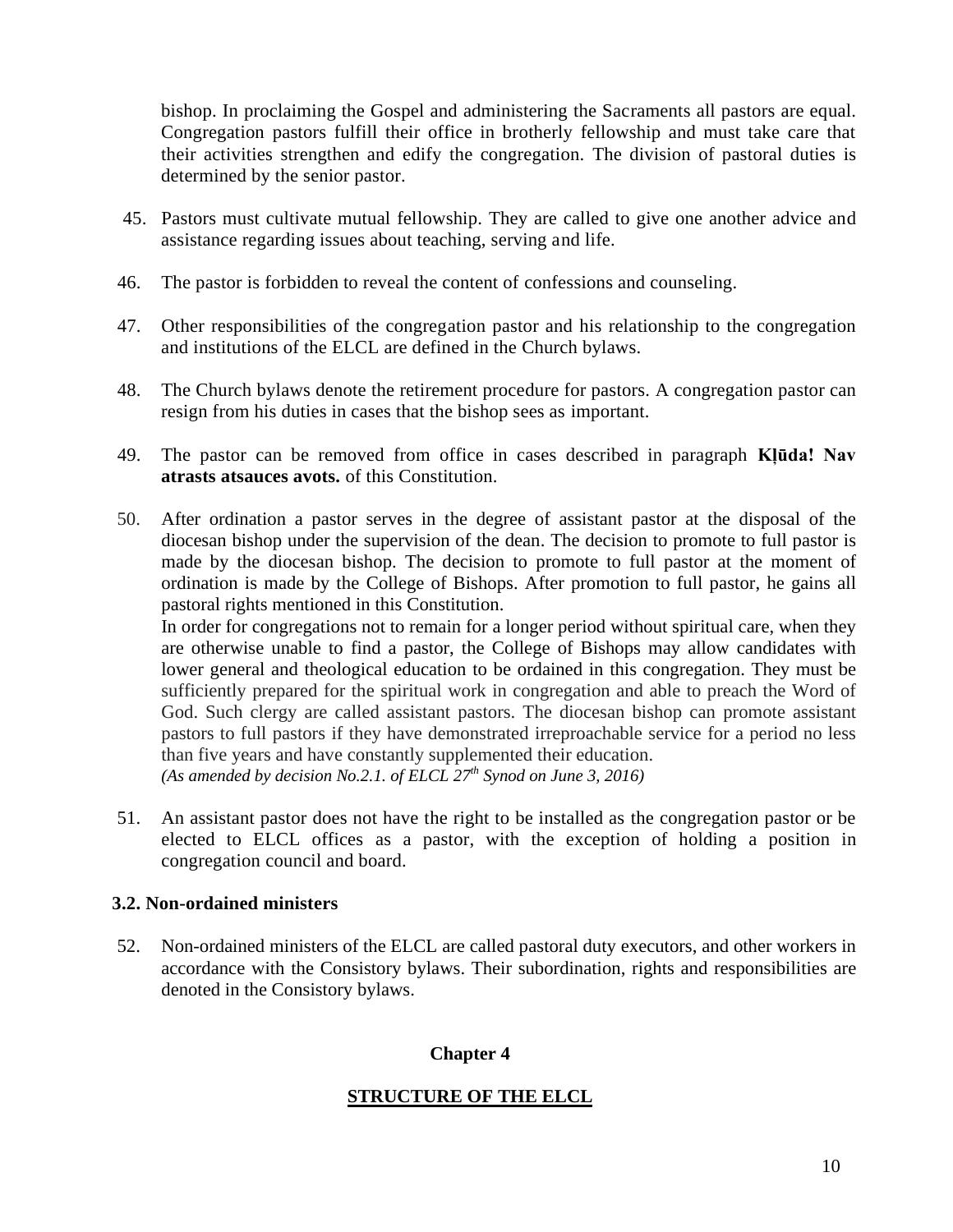bishop. In proclaiming the Gospel and administering the Sacraments all pastors are equal. Congregation pastors fulfill their office in brotherly fellowship and must take care that their activities strengthen and edify the congregation. The division of pastoral duties is determined by the senior pastor.

45. Pastors must cultivate mutual fellowship. They are called to give one another advice and assistance regarding issues about teaching, serving and life.

46. The pastor is forbidden to reveal the content of confessions and counseling.

47. Other responsibilities of the congregation pastor and his relationship to the congregation and institutions of the ELCL are defined in the Church bylaws.

48. The Church bylaws denote the retirement procedure for pastors. A congregation pastor can resign from his duties in cases that the bishop sees as important.

49. The pastor can be removed from office in cases described in paragraph **Kļūda! Nav atrasts atsauces avots.** of this Constitution.

50. After ordination a pastor serves in the degree of assistant pastor at the disposal of the diocesan bishop under the supervision of the dean. The decision to promote to full pastor is made by the diocesan bishop. The decision to promote to full pastor at the moment of ordination is made by the College of Bishops. After promotion to full pastor, he gains all pastoral rights mentioned in this Constitution.
In order for congregations not to remain for a longer period without spiritual care, when they are otherwise unable to find a pastor, the College of Bishops may allow candidates with lower general and theological education to be ordained in this congregation. They must be sufficiently prepared for the spiritual work in congregation and able to preach the Word of God. Such clergy are called assistant pastors. The diocesan bishop can promote assistant pastors to full pastors if they have demonstrated irreproachable service for a period no less than five years and have constantly supplemented their education.
*(As amended by decision No.2.1. of ELCL 27th Synod on June 3, 2016)*

51. An assistant pastor does not have the right to be installed as the congregation pastor or be elected to ELCL offices as a pastor, with the exception of holding a position in congregation council and board.

### 3.2. Non-ordained ministers

52. Non-ordained ministers of the ELCL are called pastoral duty executors, and other workers in accordance with the Consistory bylaws. Their subordination, rights and responsibilities are denoted in the Consistory bylaws.

## Chapter 4

## STRUCTURE OF THE ELCL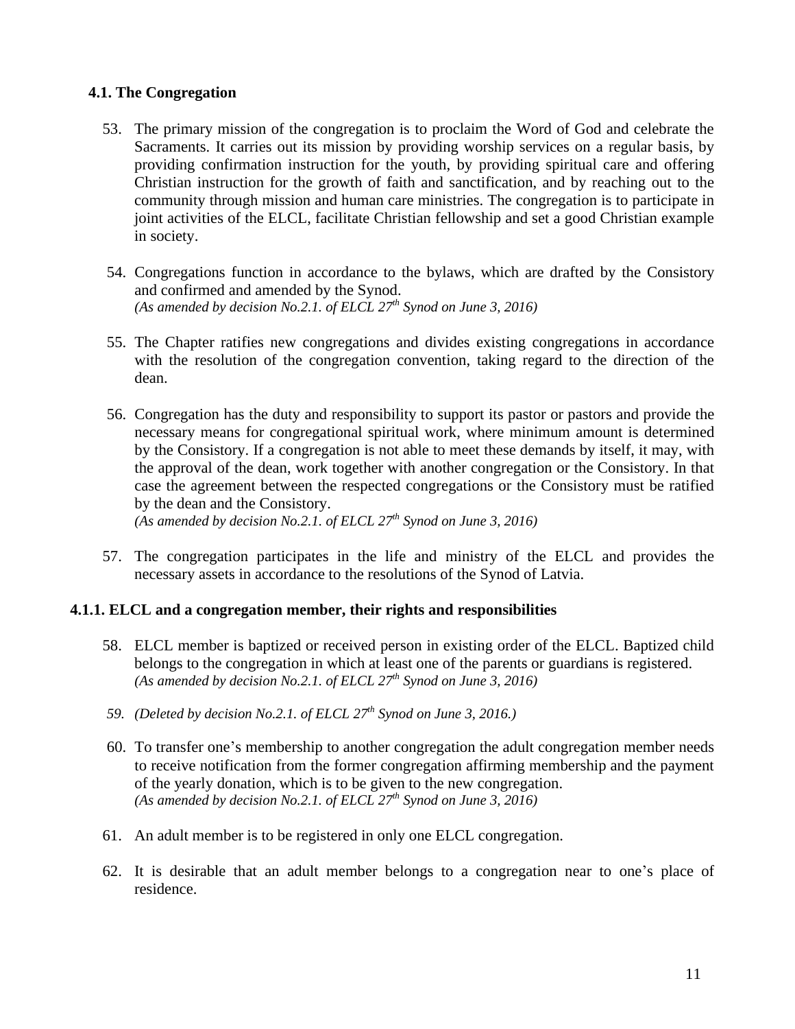### 4.1. The Congregation

53. The primary mission of the congregation is to proclaim the Word of God and celebrate the Sacraments. It carries out its mission by providing worship services on a regular basis, by providing confirmation instruction for the youth, by providing spiritual care and offering Christian instruction for the growth of faith and sanctification, and by reaching out to the community through mission and human care ministries. The congregation is to participate in joint activities of the ELCL, facilitate Christian fellowship and set a good Christian example in society.

54. Congregations function in accordance to the bylaws, which are drafted by the Consistory and confirmed and amended by the Synod.
*(As amended by decision No.2.1. of ELCL 27th Synod on June 3, 2016)*

55. The Chapter ratifies new congregations and divides existing congregations in accordance with the resolution of the congregation convention, taking regard to the direction of the dean.

56. Congregation has the duty and responsibility to support its pastor or pastors and provide the necessary means for congregational spiritual work, where minimum amount is determined by the Consistory. If a congregation is not able to meet these demands by itself, it may, with the approval of the dean, work together with another congregation or the Consistory. In that case the agreement between the respected congregations or the Consistory must be ratified by the dean and the Consistory.
*(As amended by decision No.2.1. of ELCL 27th Synod on June 3, 2016)*

57. The congregation participates in the life and ministry of the ELCL and provides the necessary assets in accordance to the resolutions of the Synod of Latvia.

#### 4.1.1. ELCL and a congregation member, their rights and responsibilities

58. ELCL member is baptized or received person in existing order of the ELCL. Baptized child belongs to the congregation in which at least one of the parents or guardians is registered.
*(As amended by decision No.2.1. of ELCL 27th Synod on June 3, 2016)*

59. *(Deleted by decision No.2.1. of ELCL 27th Synod on June 3, 2016.)*

60. To transfer one's membership to another congregation the adult congregation member needs to receive notification from the former congregation affirming membership and the payment of the yearly donation, which is to be given to the new congregation.
*(As amended by decision No.2.1. of ELCL 27th Synod on June 3, 2016)*

61. An adult member is to be registered in only one ELCL congregation.

62. It is desirable that an adult member belongs to a congregation near to one's place of residence.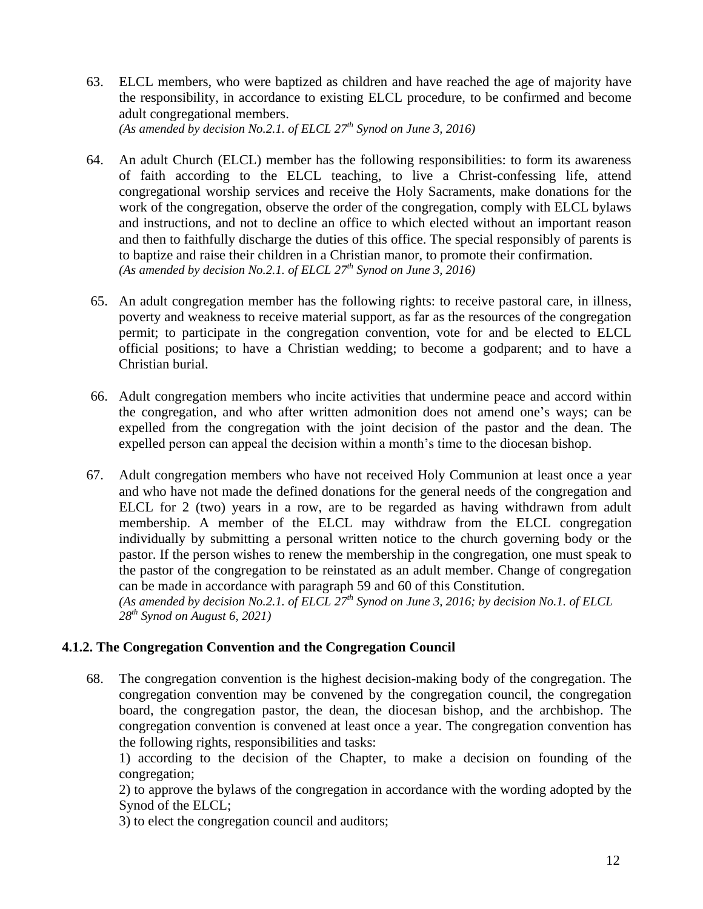63. ELCL members, who were baptized as children and have reached the age of majority have the responsibility, in accordance to existing ELCL procedure, to be confirmed and become adult congregational members.
*(As amended by decision No.2.1. of ELCL 27th Synod on June 3, 2016)*

64. An adult Church (ELCL) member has the following responsibilities: to form its awareness of faith according to the ELCL teaching, to live a Christ-confessing life, attend congregational worship services and receive the Holy Sacraments, make donations for the work of the congregation, observe the order of the congregation, comply with ELCL bylaws and instructions, and not to decline an office to which elected without an important reason and then to faithfully discharge the duties of this office. The special responsibly of parents is to baptize and raise their children in a Christian manor, to promote their confirmation.
*(As amended by decision No.2.1. of ELCL 27th Synod on June 3, 2016)*

65. An adult congregation member has the following rights: to receive pastoral care, in illness, poverty and weakness to receive material support, as far as the resources of the congregation permit; to participate in the congregation convention, vote for and be elected to ELCL official positions; to have a Christian wedding; to become a godparent; and to have a Christian burial.

66. Adult congregation members who incite activities that undermine peace and accord within the congregation, and who after written admonition does not amend one's ways; can be expelled from the congregation with the joint decision of the pastor and the dean. The expelled person can appeal the decision within a month's time to the diocesan bishop.

67. Adult congregation members who have not received Holy Communion at least once a year and who have not made the defined donations for the general needs of the congregation and ELCL for 2 (two) years in a row, are to be regarded as having withdrawn from adult membership. A member of the ELCL may withdraw from the ELCL congregation individually by submitting a personal written notice to the church governing body or the pastor. If the person wishes to renew the membership in the congregation, one must speak to the pastor of the congregation to be reinstated as an adult member. Change of congregation can be made in accordance with paragraph 59 and 60 of this Constitution.
*(As amended by decision No.2.1. of ELCL 27th Synod on June 3, 2016; by decision No.1. of ELCL 28th Synod on August 6, 2021)*

### 4.1.2. The Congregation Convention and the Congregation Council

68. The congregation convention is the highest decision-making body of the congregation. The congregation convention may be convened by the congregation council, the congregation board, the congregation pastor, the dean, the diocesan bishop, and the archbishop. The congregation convention is convened at least once a year. The congregation convention has the following rights, responsibilities and tasks:
1) according to the decision of the Chapter, to make a decision on founding of the congregation;
2) to approve the bylaws of the congregation in accordance with the wording adopted by the Synod of the ELCL;
3) to elect the congregation council and auditors;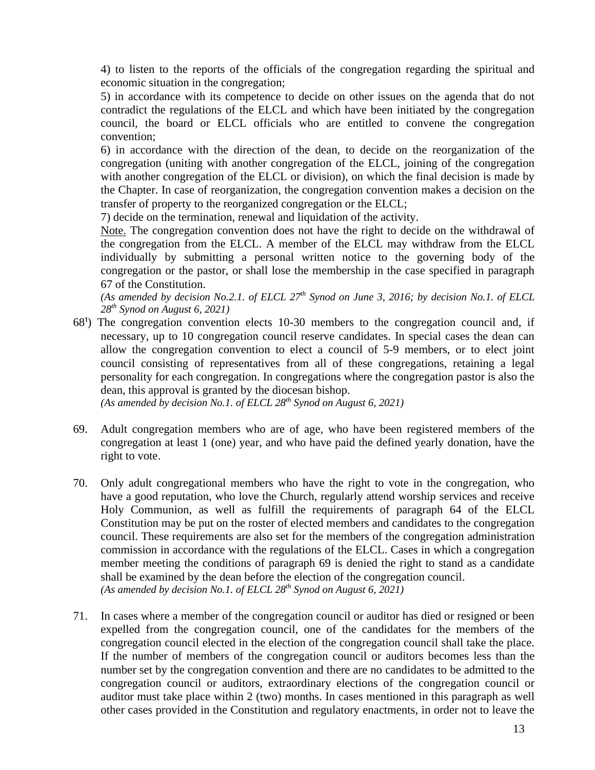4) to listen to the reports of the officials of the congregation regarding the spiritual and economic situation in the congregation;

5) in accordance with its competence to decide on other issues on the agenda that do not contradict the regulations of the ELCL and which have been initiated by the congregation council, the board or ELCL officials who are entitled to convene the congregation convention;

6) in accordance with the direction of the dean, to decide on the reorganization of the congregation (uniting with another congregation of the ELCL, joining of the congregation with another congregation of the ELCL or division), on which the final decision is made by the Chapter. In case of reorganization, the congregation convention makes a decision on the transfer of property to the reorganized congregation or the ELCL;

7) decide on the termination, renewal and liquidation of the activity.

Note. The congregation convention does not have the right to decide on the withdrawal of the congregation from the ELCL. A member of the ELCL may withdraw from the ELCL individually by submitting a personal written notice to the governing body of the congregation or the pastor, or shall lose the membership in the case specified in paragraph 67 of the Constitution.

*(As amended by decision No.2.1. of ELCL 27th Synod on June 3, 2016; by decision No.1. of ELCL 28th Synod on August 6, 2021)*

68[1]) The congregation convention elects 10-30 members to the congregation council and, if necessary, up to 10 congregation council reserve candidates. In special cases the dean can allow the congregation convention to elect a council of 5-9 members, or to elect joint council consisting of representatives from all of these congregations, retaining a legal personality for each congregation. In congregations where the congregation pastor is also the dean, this approval is granted by the diocesan bishop.

*(As amended by decision No.1. of ELCL 28th Synod on August 6, 2021)*

69. Adult congregation members who are of age, who have been registered members of the congregation at least 1 (one) year, and who have paid the defined yearly donation, have the right to vote.

70. Only adult congregational members who have the right to vote in the congregation, who have a good reputation, who love the Church, regularly attend worship services and receive Holy Communion, as well as fulfill the requirements of paragraph 64 of the ELCL Constitution may be put on the roster of elected members and candidates to the congregation council. These requirements are also set for the members of the congregation administration commission in accordance with the regulations of the ELCL. Cases in which a congregation member meeting the conditions of paragraph 69 is denied the right to stand as a candidate shall be examined by the dean before the election of the congregation council.

*(As amended by decision No.1. of ELCL 28th Synod on August 6, 2021)*

71. In cases where a member of the congregation council or auditor has died or resigned or been expelled from the congregation council, one of the candidates for the members of the congregation council elected in the election of the congregation council shall take the place. If the number of members of the congregation council or auditors becomes less than the number set by the congregation convention and there are no candidates to be admitted to the congregation council or auditors, extraordinary elections of the congregation council or auditor must take place within 2 (two) months. In cases mentioned in this paragraph as well other cases provided in the Constitution and regulatory enactments, in order not to leave the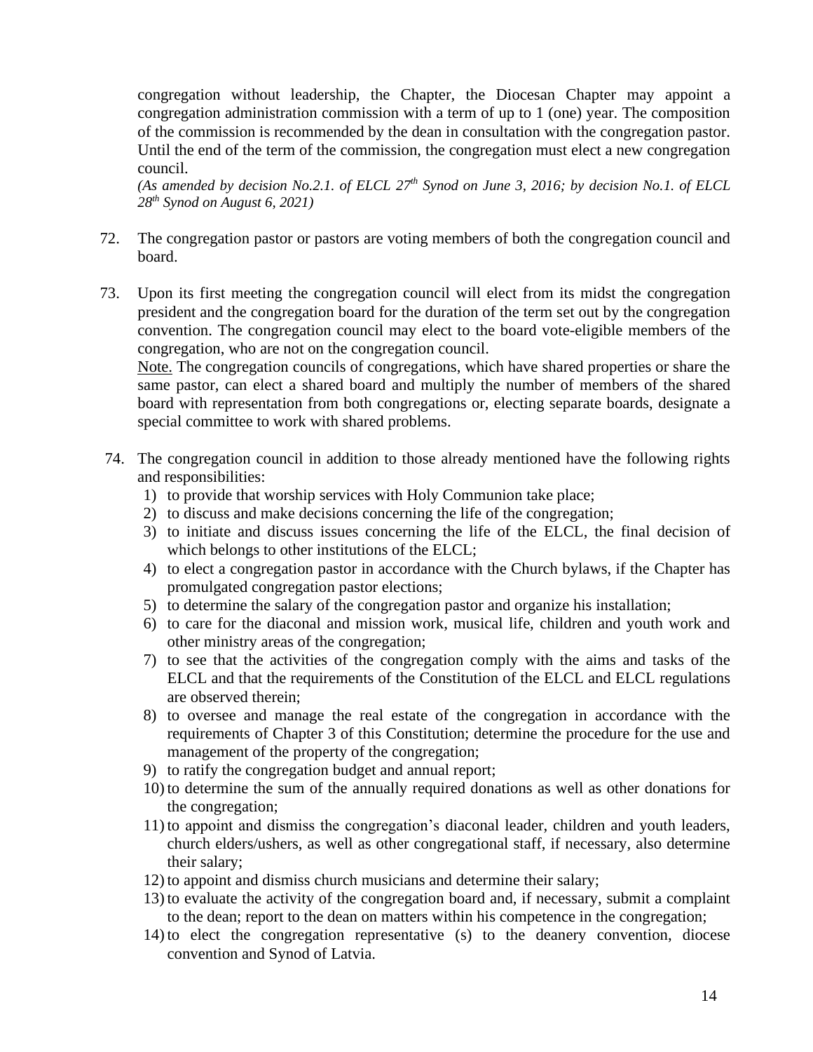congregation without leadership, the Chapter, the Diocesan Chapter may appoint a congregation administration commission with a term of up to 1 (one) year. The composition of the commission is recommended by the dean in consultation with the congregation pastor. Until the end of the term of the commission, the congregation must elect a new congregation council.

*(As amended by decision No.2.1. of ELCL 27th Synod on June 3, 2016; by decision No.1. of ELCL 28th Synod on August 6, 2021)*

72. The congregation pastor or pastors are voting members of both the congregation council and board.

73. Upon its first meeting the congregation council will elect from its midst the congregation president and the congregation board for the duration of the term set out by the congregation convention. The congregation council may elect to the board vote-eligible members of the congregation, who are not on the congregation council.

    Note. The congregation councils of congregations, which have shared properties or share the same pastor, can elect a shared board and multiply the number of members of the shared board with representation from both congregations or, electing separate boards, designate a special committee to work with shared problems.

74. The congregation council in addition to those already mentioned have the following rights and responsibilities:
    1) to provide that worship services with Holy Communion take place;
    2) to discuss and make decisions concerning the life of the congregation;
    3) to initiate and discuss issues concerning the life of the ELCL, the final decision of which belongs to other institutions of the ELCL;
    4) to elect a congregation pastor in accordance with the Church bylaws, if the Chapter has promulgated congregation pastor elections;
    5) to determine the salary of the congregation pastor and organize his installation;
    6) to care for the diaconal and mission work, musical life, children and youth work and other ministry areas of the congregation;
    7) to see that the activities of the congregation comply with the aims and tasks of the ELCL and that the requirements of the Constitution of the ELCL and ELCL regulations are observed therein;
    8) to oversee and manage the real estate of the congregation in accordance with the requirements of Chapter 3 of this Constitution; determine the procedure for the use and management of the property of the congregation;
    9) to ratify the congregation budget and annual report;
    10) to determine the sum of the annually required donations as well as other donations for the congregation;
    11) to appoint and dismiss the congregation's diaconal leader, children and youth leaders, church elders/ushers, as well as other congregational staff, if necessary, also determine their salary;
    12) to appoint and dismiss church musicians and determine their salary;
    13) to evaluate the activity of the congregation board and, if necessary, submit a complaint to the dean; report to the dean on matters within his competence in the congregation;
    14) to elect the congregation representative (s) to the deanery convention, diocese convention and Synod of Latvia.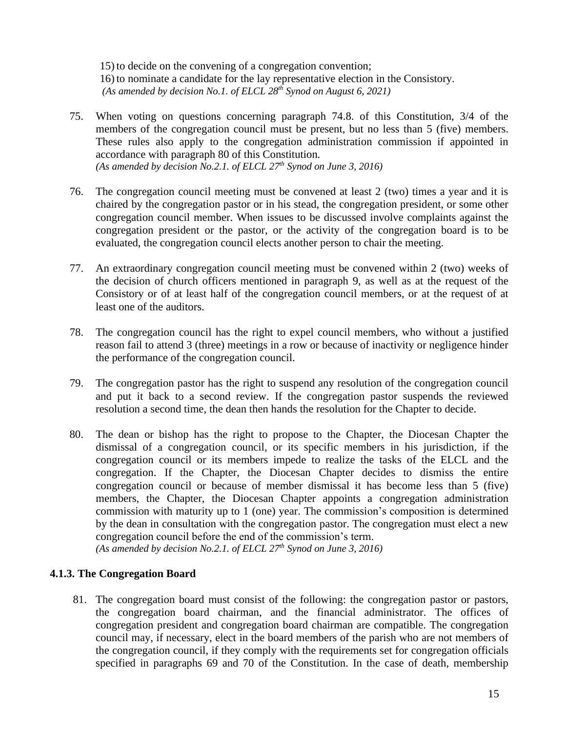15) to decide on the convening of a congregation convention;
16) to nominate a candidate for the lay representative election in the Consistory.
*(As amended by decision No.1. of ELCL 28th Synod on August 6, 2021)*

75. When voting on questions concerning paragraph 74.8. of this Constitution, 3/4 of the members of the congregation council must be present, but no less than 5 (five) members. These rules also apply to the congregation administration commission if appointed in accordance with paragraph 80 of this Constitution.
*(As amended by decision No.2.1. of ELCL 27th Synod on June 3, 2016)*

76. The congregation council meeting must be convened at least 2 (two) times a year and it is chaired by the congregation pastor or in his stead, the congregation president, or some other congregation council member. When issues to be discussed involve complaints against the congregation president or the pastor, or the activity of the congregation board is to be evaluated, the congregation council elects another person to chair the meeting.

77. An extraordinary congregation council meeting must be convened within 2 (two) weeks of the decision of church officers mentioned in paragraph 9, as well as at the request of the Consistory or of at least half of the congregation council members, or at the request of at least one of the auditors.

78. The congregation council has the right to expel council members, who without a justified reason fail to attend 3 (three) meetings in a row or because of inactivity or negligence hinder the performance of the congregation council.

79. The congregation pastor has the right to suspend any resolution of the congregation council and put it back to a second review. If the congregation pastor suspends the reviewed resolution a second time, the dean then hands the resolution for the Chapter to decide.

80. The dean or bishop has the right to propose to the Chapter, the Diocesan Chapter the dismissal of a congregation council, or its specific members in his jurisdiction, if the congregation council or its members impede to realize the tasks of the ELCL and the congregation. If the Chapter, the Diocesan Chapter decides to dismiss the entire congregation council or because of member dismissal it has become less than 5 (five) members, the Chapter, the Diocesan Chapter appoints a congregation administration commission with maturity up to 1 (one) year. The commission's composition is determined by the dean in consultation with the congregation pastor. The congregation must elect a new congregation council before the end of the commission's term.
*(As amended by decision No.2.1. of ELCL 27th Synod on June 3, 2016)*

### 4.1.3. The Congregation Board

81. The congregation board must consist of the following: the congregation pastor or pastors, the congregation board chairman, and the financial administrator. The offices of congregation president and congregation board chairman are compatible. The congregation council may, if necessary, elect in the board members of the parish who are not members of the congregation council, if they comply with the requirements set for congregation officials specified in paragraphs 69 and 70 of the Constitution. In the case of death, membership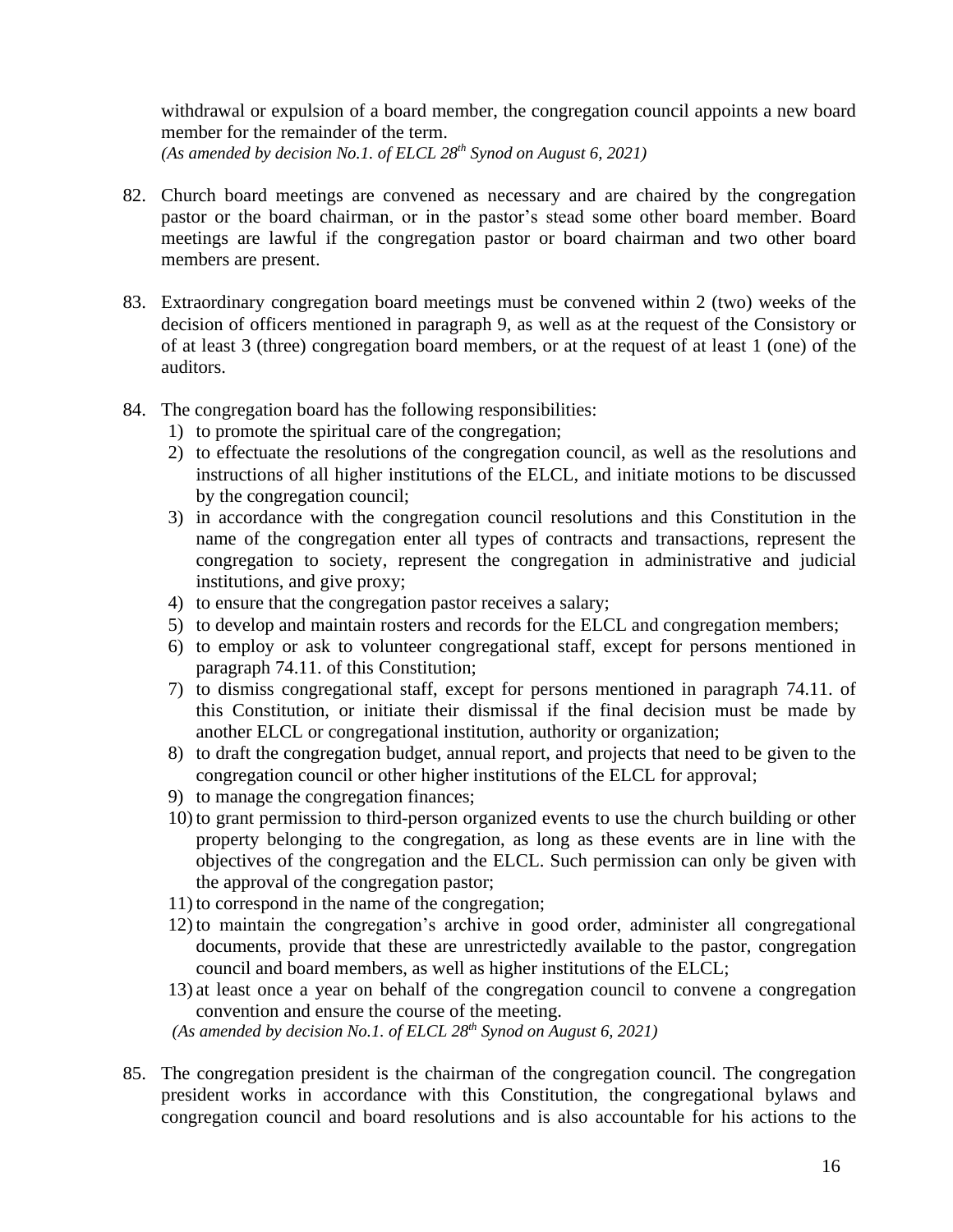withdrawal or expulsion of a board member, the congregation council appoints a new board member for the remainder of the term.
*(As amended by decision No.1. of ELCL 28th Synod on August 6, 2021)*

82. Church board meetings are convened as necessary and are chaired by the congregation pastor or the board chairman, or in the pastor's stead some other board member. Board meetings are lawful if the congregation pastor or board chairman and two other board members are present.

83. Extraordinary congregation board meetings must be convened within 2 (two) weeks of the decision of officers mentioned in paragraph 9, as well as at the request of the Consistory or of at least 3 (three) congregation board members, or at the request of at least 1 (one) of the auditors.

84. The congregation board has the following responsibilities:
    1) to promote the spiritual care of the congregation;
    2) to effectuate the resolutions of the congregation council, as well as the resolutions and instructions of all higher institutions of the ELCL, and initiate motions to be discussed by the congregation council;
    3) in accordance with the congregation council resolutions and this Constitution in the name of the congregation enter all types of contracts and transactions, represent the congregation to society, represent the congregation in administrative and judicial institutions, and give proxy;
    4) to ensure that the congregation pastor receives a salary;
    5) to develop and maintain rosters and records for the ELCL and congregation members;
    6) to employ or ask to volunteer congregational staff, except for persons mentioned in paragraph 74.11. of this Constitution;
    7) to dismiss congregational staff, except for persons mentioned in paragraph 74.11. of this Constitution, or initiate their dismissal if the final decision must be made by another ELCL or congregational institution, authority or organization;
    8) to draft the congregation budget, annual report, and projects that need to be given to the congregation council or other higher institutions of the ELCL for approval;
    9) to manage the congregation finances;
    10) to grant permission to third-person organized events to use the church building or other property belonging to the congregation, as long as these events are in line with the objectives of the congregation and the ELCL. Such permission can only be given with the approval of the congregation pastor;
    11) to correspond in the name of the congregation;
    12) to maintain the congregation's archive in good order, administer all congregational documents, provide that these are unrestrictedly available to the pastor, congregation council and board members, as well as higher institutions of the ELCL;
    13) at least once a year on behalf of the congregation council to convene a congregation convention and ensure the course of the meeting.

    *(As amended by decision No.1. of ELCL 28th Synod on August 6, 2021)*

85. The congregation president is the chairman of the congregation council. The congregation president works in accordance with this Constitution, the congregational bylaws and congregation council and board resolutions and is also accountable for his actions to the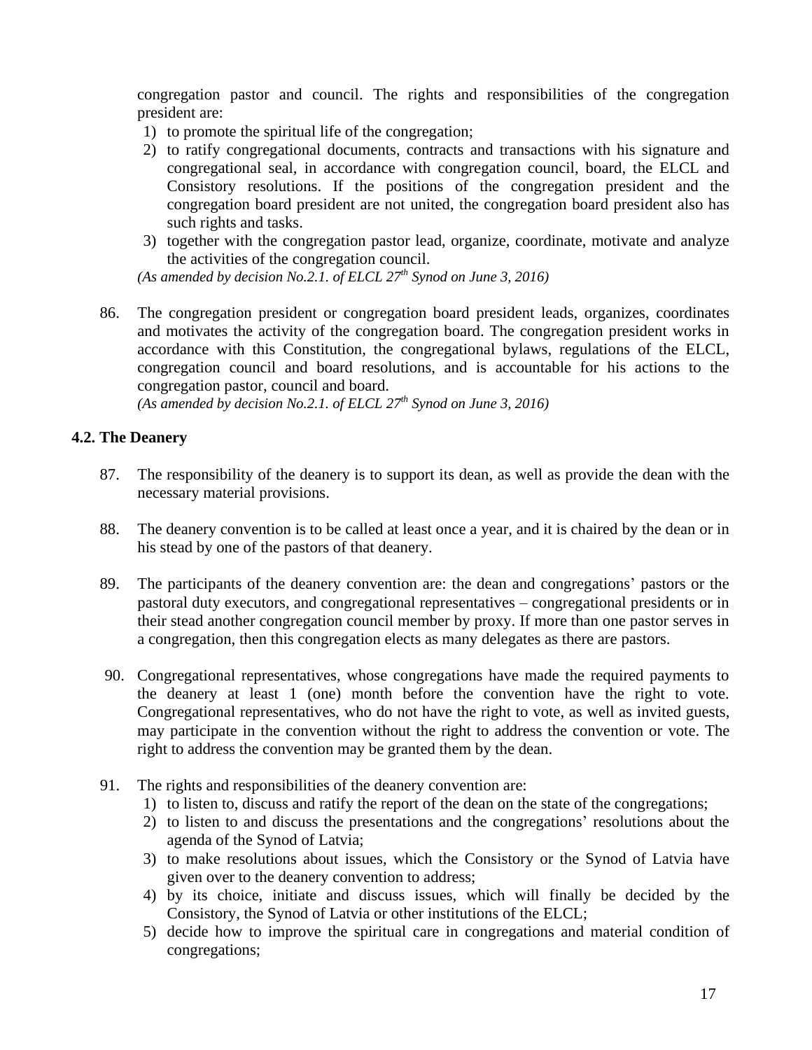congregation pastor and council. The rights and responsibilities of the congregation president are:

1) to promote the spiritual life of the congregation;
2) to ratify congregational documents, contracts and transactions with his signature and congregational seal, in accordance with congregation council, board, the ELCL and Consistory resolutions. If the positions of the congregation president and the congregation board president are not united, the congregation board president also has such rights and tasks.
3) together with the congregation pastor lead, organize, coordinate, motivate and analyze the activities of the congregation council.

*(As amended by decision No.2.1. of ELCL 27th Synod on June 3, 2016)*

86. The congregation president or congregation board president leads, organizes, coordinates and motivates the activity of the congregation board. The congregation president works in accordance with this Constitution, the congregational bylaws, regulations of the ELCL, congregation council and board resolutions, and is accountable for his actions to the congregation pastor, council and board.
*(As amended by decision No.2.1. of ELCL 27th Synod on June 3, 2016)*

### 4.2. The Deanery

87. The responsibility of the deanery is to support its dean, as well as provide the dean with the necessary material provisions.

88. The deanery convention is to be called at least once a year, and it is chaired by the dean or in his stead by one of the pastors of that deanery.

89. The participants of the deanery convention are: the dean and congregations' pastors or the pastoral duty executors, and congregational representatives – congregational presidents or in their stead another congregation council member by proxy. If more than one pastor serves in a congregation, then this congregation elects as many delegates as there are pastors.

90. Congregational representatives, whose congregations have made the required payments to the deanery at least 1 (one) month before the convention have the right to vote. Congregational representatives, who do not have the right to vote, as well as invited guests, may participate in the convention without the right to address the convention or vote. The right to address the convention may be granted them by the dean.

91. The rights and responsibilities of the deanery convention are:
    1) to listen to, discuss and ratify the report of the dean on the state of the congregations;
    2) to listen to and discuss the presentations and the congregations' resolutions about the agenda of the Synod of Latvia;
    3) to make resolutions about issues, which the Consistory or the Synod of Latvia have given over to the deanery convention to address;
    4) by its choice, initiate and discuss issues, which will finally be decided by the Consistory, the Synod of Latvia or other institutions of the ELCL;
    5) decide how to improve the spiritual care in congregations and material condition of congregations;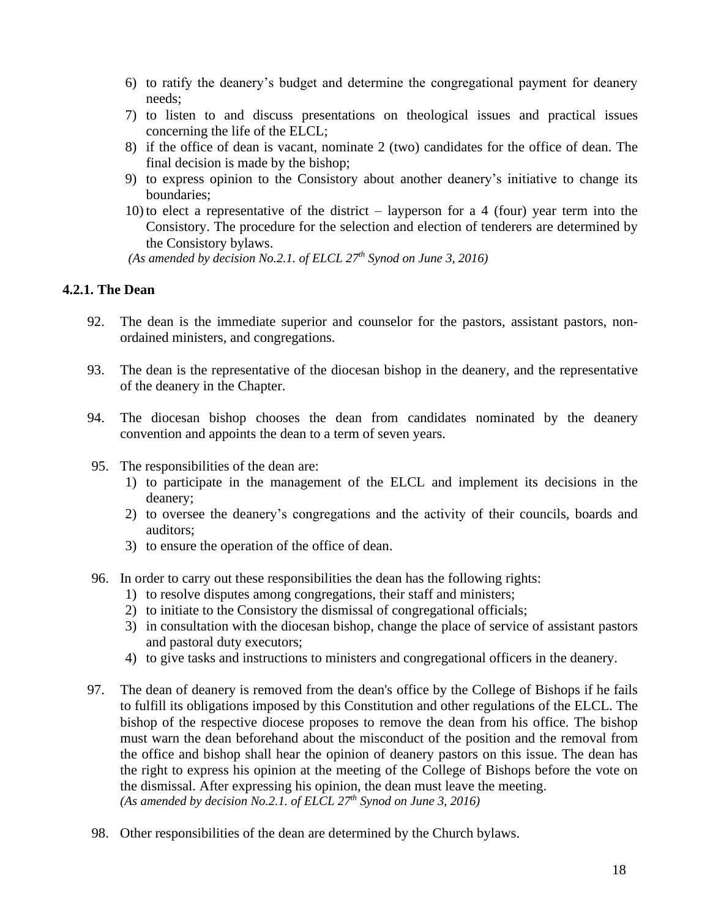6) to ratify the deanery's budget and determine the congregational payment for deanery needs;
7) to listen to and discuss presentations on theological issues and practical issues concerning the life of the ELCL;
8) if the office of dean is vacant, nominate 2 (two) candidates for the office of dean. The final decision is made by the bishop;
9) to express opinion to the Consistory about another deanery's initiative to change its boundaries;
10) to elect a representative of the district – layperson for a 4 (four) year term into the Consistory. The procedure for the selection and election of tenderers are determined by the Consistory bylaws.

*(As amended by decision No.2.1. of ELCL 27th Synod on June 3, 2016)*

### 4.2.1. The Dean

92. The dean is the immediate superior and counselor for the pastors, assistant pastors, non-ordained ministers, and congregations.

93. The dean is the representative of the diocesan bishop in the deanery, and the representative of the deanery in the Chapter.

94. The diocesan bishop chooses the dean from candidates nominated by the deanery convention and appoints the dean to a term of seven years.

95. The responsibilities of the dean are:
    1) to participate in the management of the ELCL and implement its decisions in the deanery;
    2) to oversee the deanery's congregations and the activity of their councils, boards and auditors;
    3) to ensure the operation of the office of dean.

96. In order to carry out these responsibilities the dean has the following rights:
    1) to resolve disputes among congregations, their staff and ministers;
    2) to initiate to the Consistory the dismissal of congregational officials;
    3) in consultation with the diocesan bishop, change the place of service of assistant pastors and pastoral duty executors;
    4) to give tasks and instructions to ministers and congregational officers in the deanery.

97. The dean of deanery is removed from the dean's office by the College of Bishops if he fails to fulfill its obligations imposed by this Constitution and other regulations of the ELCL. The bishop of the respective diocese proposes to remove the dean from his office. The bishop must warn the dean beforehand about the misconduct of the position and the removal from the office and bishop shall hear the opinion of deanery pastors on this issue. The dean has the right to express his opinion at the meeting of the College of Bishops before the vote on the dismissal. After expressing his opinion, the dean must leave the meeting.
    *(As amended by decision No.2.1. of ELCL 27th Synod on June 3, 2016)*

98. Other responsibilities of the dean are determined by the Church bylaws.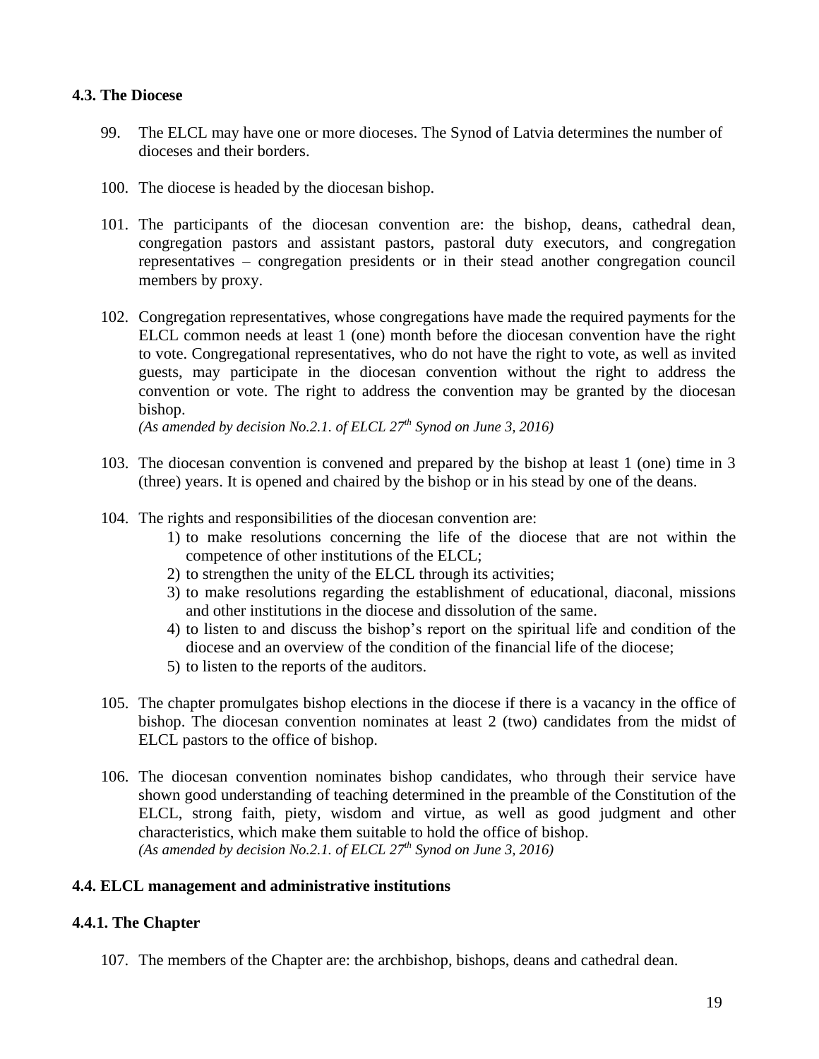### 4.3. The Diocese

99. The ELCL may have one or more dioceses. The Synod of Latvia determines the number of dioceses and their borders.

100. The diocese is headed by the diocesan bishop.

101. The participants of the diocesan convention are: the bishop, deans, cathedral dean, congregation pastors and assistant pastors, pastoral duty executors, and congregation representatives – congregation presidents or in their stead another congregation council members by proxy.

102. Congregation representatives, whose congregations have made the required payments for the ELCL common needs at least 1 (one) month before the diocesan convention have the right to vote. Congregational representatives, who do not have the right to vote, as well as invited guests, may participate in the diocesan convention without the right to address the convention or vote. The right to address the convention may be granted by the diocesan bishop.
*(As amended by decision No.2.1. of ELCL 27th Synod on June 3, 2016)*

103. The diocesan convention is convened and prepared by the bishop at least 1 (one) time in 3 (three) years. It is opened and chaired by the bishop or in his stead by one of the deans.

104. The rights and responsibilities of the diocesan convention are:
    1) to make resolutions concerning the life of the diocese that are not within the competence of other institutions of the ELCL;
    2) to strengthen the unity of the ELCL through its activities;
    3) to make resolutions regarding the establishment of educational, diaconal, missions and other institutions in the diocese and dissolution of the same.
    4) to listen to and discuss the bishop's report on the spiritual life and condition of the diocese and an overview of the condition of the financial life of the diocese;
    5) to listen to the reports of the auditors.

105. The chapter promulgates bishop elections in the diocese if there is a vacancy in the office of bishop. The diocesan convention nominates at least 2 (two) candidates from the midst of ELCL pastors to the office of bishop.

106. The diocesan convention nominates bishop candidates, who through their service have shown good understanding of teaching determined in the preamble of the Constitution of the ELCL, strong faith, piety, wisdom and virtue, as well as good judgment and other characteristics, which make them suitable to hold the office of bishop.
*(As amended by decision No.2.1. of ELCL 27th Synod on June 3, 2016)*

### 4.4. ELCL management and administrative institutions

#### 4.4.1. The Chapter

107. The members of the Chapter are: the archbishop, bishops, deans and cathedral dean.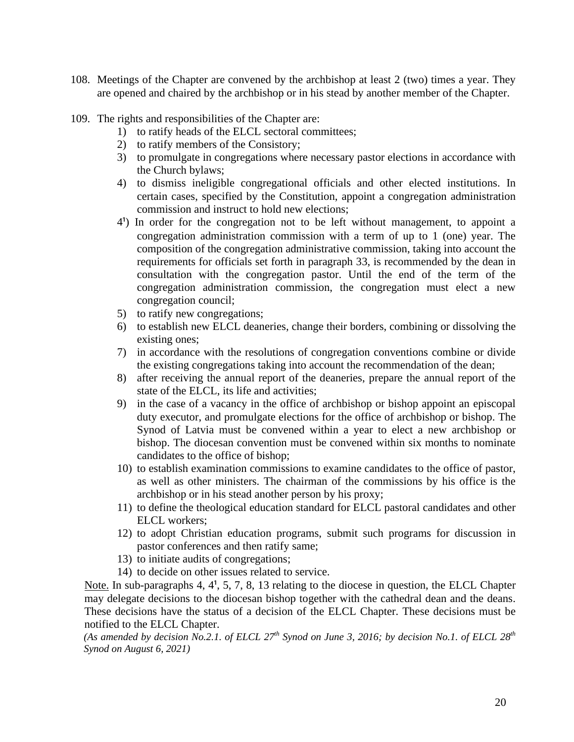108. Meetings of the Chapter are convened by the archbishop at least 2 (two) times a year. They are opened and chaired by the archbishop or in his stead by another member of the Chapter.

109. The rights and responsibilities of the Chapter are:
   1) to ratify heads of the ELCL sectoral committees;
   2) to ratify members of the Consistory;
   3) to promulgate in congregations where necessary pastor elections in accordance with the Church bylaws;
   4) to dismiss ineligible congregational officials and other elected institutions. In certain cases, specified by the Constitution, appoint a congregation administration commission and instruct to hold new elections;
   
   4¹) In order for the congregation not to be left without management, to appoint a congregation administration commission with a term of up to 1 (one) year. The composition of the congregation administrative commission, taking into account the requirements for officials set forth in paragraph 33, is recommended by the dean in consultation with the congregation pastor. Until the end of the term of the congregation administration commission, the congregation must elect a new congregation council;
   
   5) to ratify new congregations;
   6) to establish new ELCL deaneries, change their borders, combining or dissolving the existing ones;
   7) in accordance with the resolutions of congregation conventions combine or divide the existing congregations taking into account the recommendation of the dean;
   8) after receiving the annual report of the deaneries, prepare the annual report of the state of the ELCL, its life and activities;
   9) in the case of a vacancy in the office of archbishop or bishop appoint an episcopal duty executor, and promulgate elections for the office of archbishop or bishop. The Synod of Latvia must be convened within a year to elect a new archbishop or bishop. The diocesan convention must be convened within six months to nominate candidates to the office of bishop;
   10) to establish examination commissions to examine candidates to the office of pastor, as well as other ministers. The chairman of the commissions by his office is the archbishop or in his stead another person by his proxy;
   11) to define the theological education standard for ELCL pastoral candidates and other ELCL workers;
   12) to adopt Christian education programs, submit such programs for discussion in pastor conferences and then ratify same;
   13) to initiate audits of congregations;
   14) to decide on other issues related to service.

Note. In sub-paragraphs 4, 4¹, 5, 7, 8, 13 relating to the diocese in question, the ELCL Chapter may delegate decisions to the diocesan bishop together with the cathedral dean and the deans. These decisions have the status of a decision of the ELCL Chapter. These decisions must be notified to the ELCL Chapter.

*(As amended by decision No.2.1. of ELCL 27th Synod on June 3, 2016; by decision No.1. of ELCL 28th Synod on August 6, 2021)*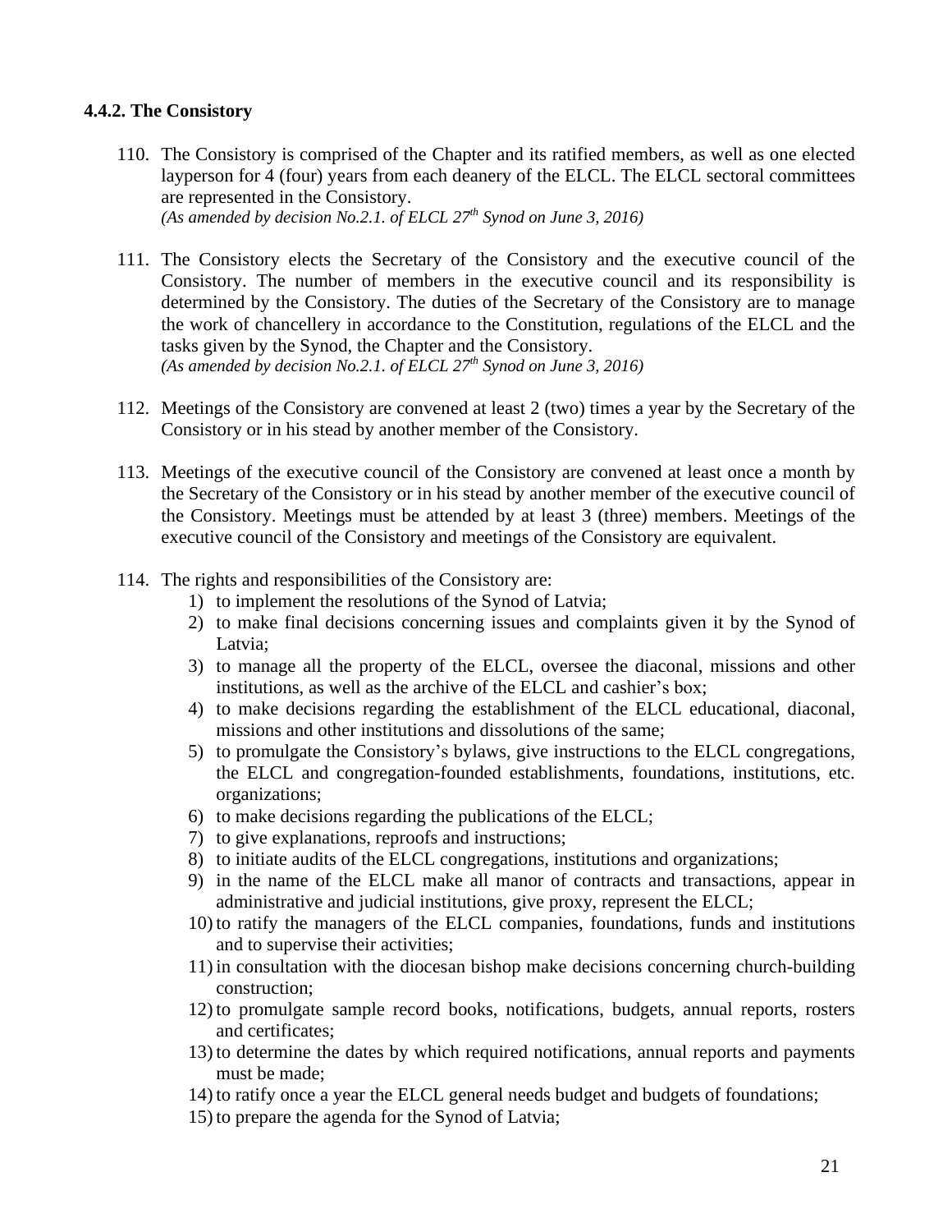#### 4.4.2. The Consistory

110. The Consistory is comprised of the Chapter and its ratified members, as well as one elected layperson for 4 (four) years from each deanery of the ELCL. The ELCL sectoral committees are represented in the Consistory.
*(As amended by decision No.2.1. of ELCL 27th Synod on June 3, 2016)*

111. The Consistory elects the Secretary of the Consistory and the executive council of the Consistory. The number of members in the executive council and its responsibility is determined by the Consistory. The duties of the Secretary of the Consistory are to manage the work of chancellery in accordance to the Constitution, regulations of the ELCL and the tasks given by the Synod, the Chapter and the Consistory.
*(As amended by decision No.2.1. of ELCL 27th Synod on June 3, 2016)*

112. Meetings of the Consistory are convened at least 2 (two) times a year by the Secretary of the Consistory or in his stead by another member of the Consistory.

113. Meetings of the executive council of the Consistory are convened at least once a month by the Secretary of the Consistory or in his stead by another member of the executive council of the Consistory. Meetings must be attended by at least 3 (three) members. Meetings of the executive council of the Consistory and meetings of the Consistory are equivalent.

114. The rights and responsibilities of the Consistory are:
    1) to implement the resolutions of the Synod of Latvia;
    2) to make final decisions concerning issues and complaints given it by the Synod of Latvia;
    3) to manage all the property of the ELCL, oversee the diaconal, missions and other institutions, as well as the archive of the ELCL and cashier's box;
    4) to make decisions regarding the establishment of the ELCL educational, diaconal, missions and other institutions and dissolutions of the same;
    5) to promulgate the Consistory's bylaws, give instructions to the ELCL congregations, the ELCL and congregation-founded establishments, foundations, institutions, etc. organizations;
    6) to make decisions regarding the publications of the ELCL;
    7) to give explanations, reproofs and instructions;
    8) to initiate audits of the ELCL congregations, institutions and organizations;
    9) in the name of the ELCL make all manor of contracts and transactions, appear in administrative and judicial institutions, give proxy, represent the ELCL;
    10) to ratify the managers of the ELCL companies, foundations, funds and institutions and to supervise their activities;
    11) in consultation with the diocesan bishop make decisions concerning church-building construction;
    12) to promulgate sample record books, notifications, budgets, annual reports, rosters and certificates;
    13) to determine the dates by which required notifications, annual reports and payments must be made;
    14) to ratify once a year the ELCL general needs budget and budgets of foundations;
    15) to prepare the agenda for the Synod of Latvia;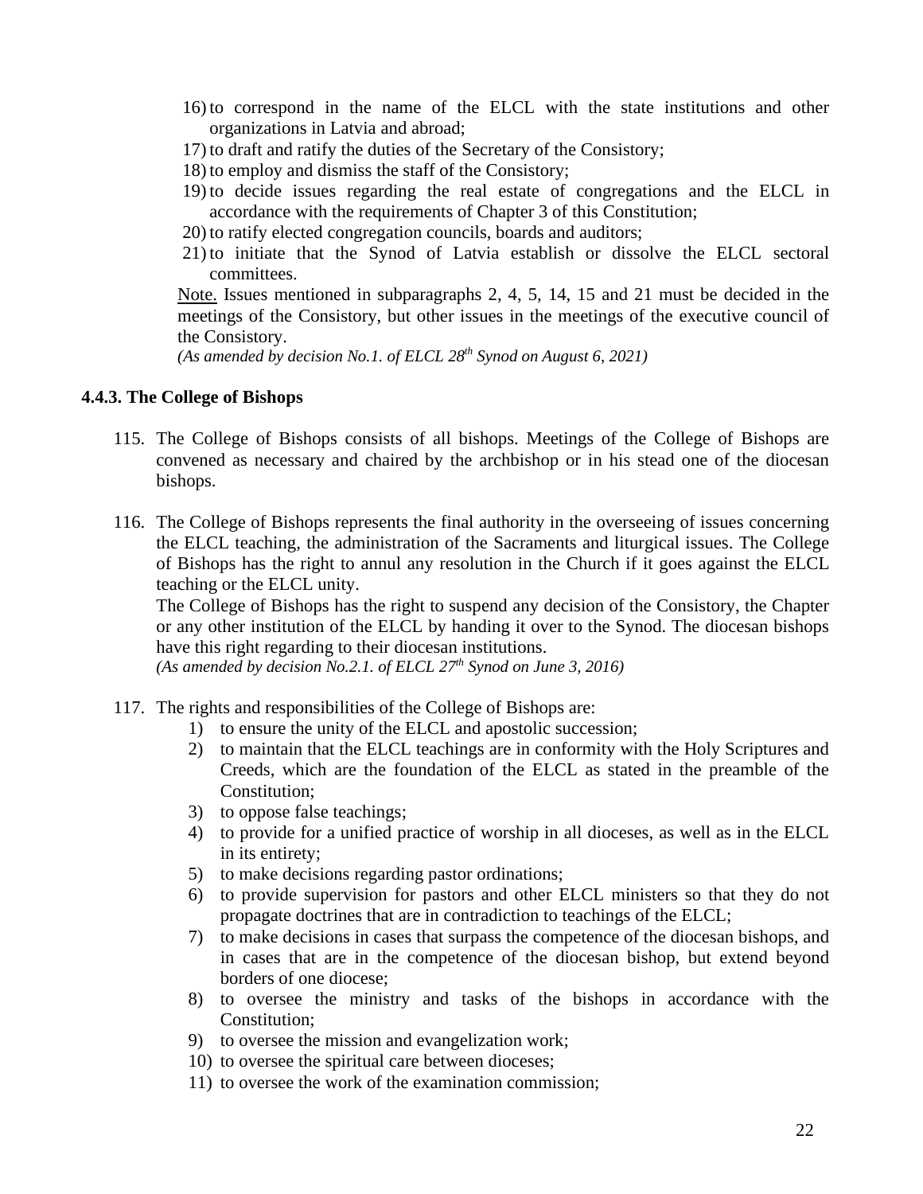16) to correspond in the name of the ELCL with the state institutions and other organizations in Latvia and abroad;
17) to draft and ratify the duties of the Secretary of the Consistory;
18) to employ and dismiss the staff of the Consistory;
19) to decide issues regarding the real estate of congregations and the ELCL in accordance with the requirements of Chapter 3 of this Constitution;
20) to ratify elected congregation councils, boards and auditors;
21) to initiate that the Synod of Latvia establish or dissolve the ELCL sectoral committees.

Note. Issues mentioned in subparagraphs 2, 4, 5, 14, 15 and 21 must be decided in the meetings of the Consistory, but other issues in the meetings of the executive council of the Consistory.
*(As amended by decision No.1. of ELCL 28th Synod on August 6, 2021)*

### 4.4.3. The College of Bishops

115. The College of Bishops consists of all bishops. Meetings of the College of Bishops are convened as necessary and chaired by the archbishop or in his stead one of the diocesan bishops.

116. The College of Bishops represents the final authority in the overseeing of issues concerning the ELCL teaching, the administration of the Sacraments and liturgical issues. The College of Bishops has the right to annul any resolution in the Church if it goes against the ELCL teaching or the ELCL unity.
The College of Bishops has the right to suspend any decision of the Consistory, the Chapter or any other institution of the ELCL by handing it over to the Synod. The diocesan bishops have this right regarding to their diocesan institutions.
*(As amended by decision No.2.1. of ELCL 27th Synod on June 3, 2016)*

117. The rights and responsibilities of the College of Bishops are:
    1) to ensure the unity of the ELCL and apostolic succession;
    2) to maintain that the ELCL teachings are in conformity with the Holy Scriptures and Creeds, which are the foundation of the ELCL as stated in the preamble of the Constitution;
    3) to oppose false teachings;
    4) to provide for a unified practice of worship in all dioceses, as well as in the ELCL in its entirety;
    5) to make decisions regarding pastor ordinations;
    6) to provide supervision for pastors and other ELCL ministers so that they do not propagate doctrines that are in contradiction to teachings of the ELCL;
    7) to make decisions in cases that surpass the competence of the diocesan bishops, and in cases that are in the competence of the diocesan bishop, but extend beyond borders of one diocese;
    8) to oversee the ministry and tasks of the bishops in accordance with the Constitution;
    9) to oversee the mission and evangelization work;
    10) to oversee the spiritual care between dioceses;
    11) to oversee the work of the examination commission;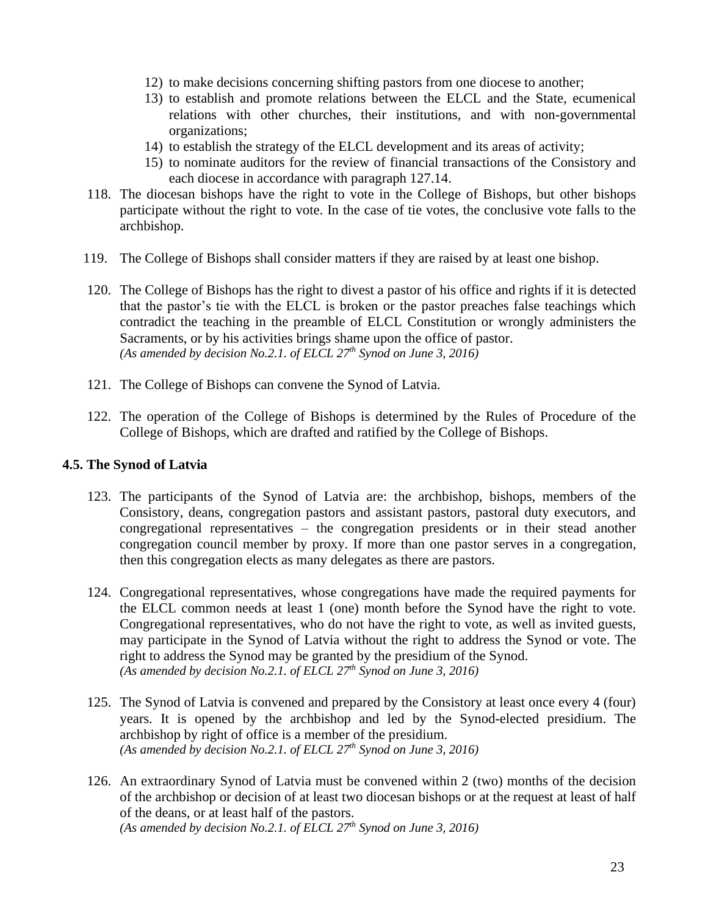12) to make decisions concerning shifting pastors from one diocese to another;
13) to establish and promote relations between the ELCL and the State, ecumenical relations with other churches, their institutions, and with non-governmental organizations;
14) to establish the strategy of the ELCL development and its areas of activity;
15) to nominate auditors for the review of financial transactions of the Consistory and each diocese in accordance with paragraph 127.14.

118. The diocesan bishops have the right to vote in the College of Bishops, but other bishops participate without the right to vote. In the case of tie votes, the conclusive vote falls to the archbishop.

119. The College of Bishops shall consider matters if they are raised by at least one bishop.

120. The College of Bishops has the right to divest a pastor of his office and rights if it is detected that the pastor's tie with the ELCL is broken or the pastor preaches false teachings which contradict the teaching in the preamble of ELCL Constitution or wrongly administers the Sacraments, or by his activities brings shame upon the office of pastor.
*(As amended by decision No.2.1. of ELCL 27th Synod on June 3, 2016)*

121. The College of Bishops can convene the Synod of Latvia.

122. The operation of the College of Bishops is determined by the Rules of Procedure of the College of Bishops, which are drafted and ratified by the College of Bishops.

### 4.5. The Synod of Latvia

123. The participants of the Synod of Latvia are: the archbishop, bishops, members of the Consistory, deans, congregation pastors and assistant pastors, pastoral duty executors, and congregational representatives – the congregation presidents or in their stead another congregation council member by proxy. If more than one pastor serves in a congregation, then this congregation elects as many delegates as there are pastors.

124. Congregational representatives, whose congregations have made the required payments for the ELCL common needs at least 1 (one) month before the Synod have the right to vote. Congregational representatives, who do not have the right to vote, as well as invited guests, may participate in the Synod of Latvia without the right to address the Synod or vote. The right to address the Synod may be granted by the presidium of the Synod.
*(As amended by decision No.2.1. of ELCL 27th Synod on June 3, 2016)*

125. The Synod of Latvia is convened and prepared by the Consistory at least once every 4 (four) years. It is opened by the archbishop and led by the Synod-elected presidium. The archbishop by right of office is a member of the presidium.
*(As amended by decision No.2.1. of ELCL 27th Synod on June 3, 2016)*

126. An extraordinary Synod of Latvia must be convened within 2 (two) months of the decision of the archbishop or decision of at least two diocesan bishops or at the request at least of half of the deans, or at least half of the pastors.
*(As amended by decision No.2.1. of ELCL 27th Synod on June 3, 2016)*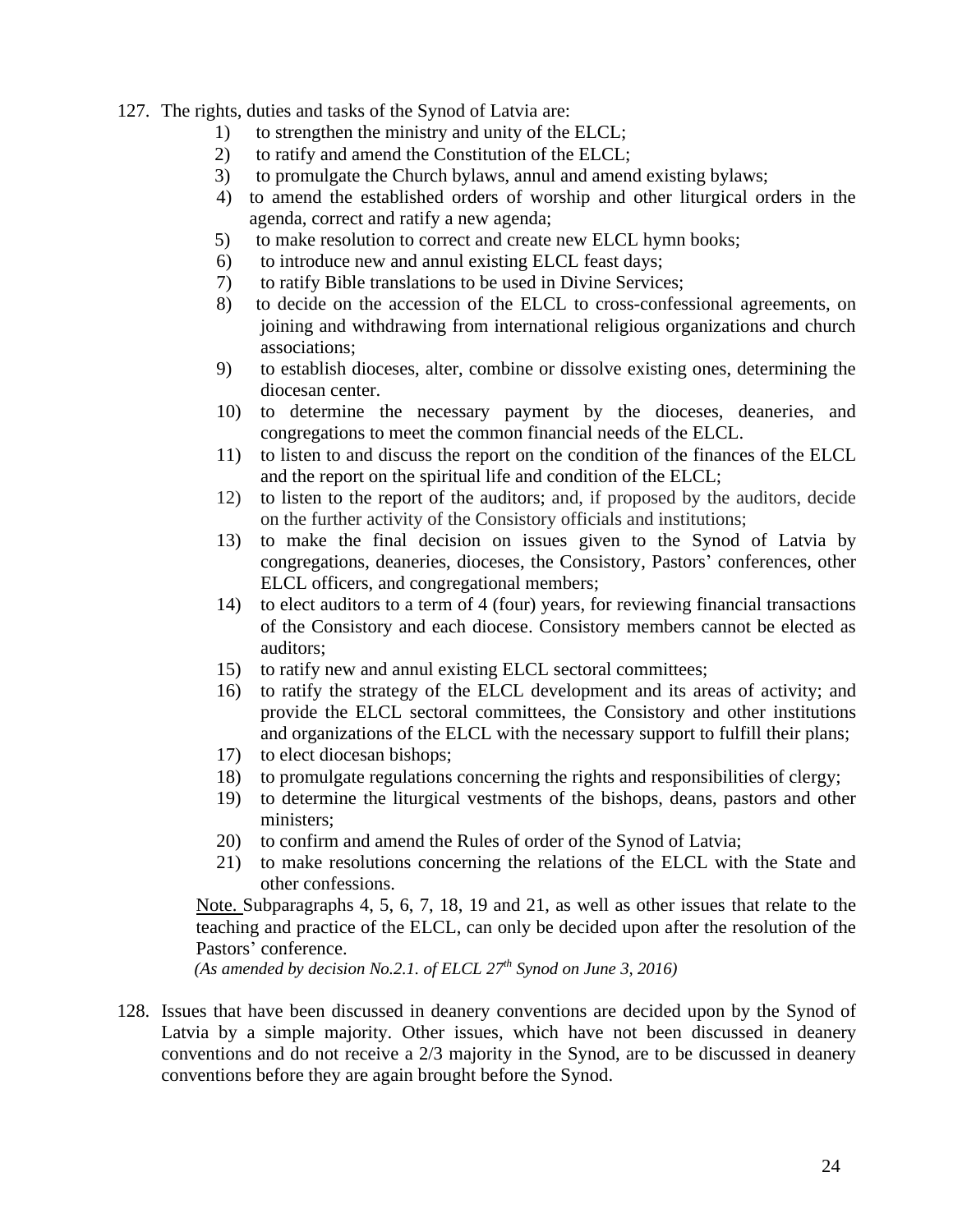127. The rights, duties and tasks of the Synod of Latvia are:

    1) to strengthen the ministry and unity of the ELCL;
    2) to ratify and amend the Constitution of the ELCL;
    3) to promulgate the Church bylaws, annul and amend existing bylaws;
    4) to amend the established orders of worship and other liturgical orders in the agenda, correct and ratify a new agenda;
    5) to make resolution to correct and create new ELCL hymn books;
    6) to introduce new and annul existing ELCL feast days;
    7) to ratify Bible translations to be used in Divine Services;
    8) to decide on the accession of the ELCL to cross-confessional agreements, on joining and withdrawing from international religious organizations and church associations;
    9) to establish dioceses, alter, combine or dissolve existing ones, determining the diocesan center.
    10) to determine the necessary payment by the dioceses, deaneries, and congregations to meet the common financial needs of the ELCL.
    11) to listen to and discuss the report on the condition of the finances of the ELCL and the report on the spiritual life and condition of the ELCL;
    12) to listen to the report of the auditors; and, if proposed by the auditors, decide on the further activity of the Consistory officials and institutions;
    13) to make the final decision on issues given to the Synod of Latvia by congregations, deaneries, dioceses, the Consistory, Pastors' conferences, other ELCL officers, and congregational members;
    14) to elect auditors to a term of 4 (four) years, for reviewing financial transactions of the Consistory and each diocese. Consistory members cannot be elected as auditors;
    15) to ratify new and annul existing ELCL sectoral committees;
    16) to ratify the strategy of the ELCL development and its areas of activity; and provide the ELCL sectoral committees, the Consistory and other institutions and organizations of the ELCL with the necessary support to fulfill their plans;
    17) to elect diocesan bishops;
    18) to promulgate regulations concerning the rights and responsibilities of clergy;
    19) to determine the liturgical vestments of the bishops, deans, pastors and other ministers;
    20) to confirm and amend the Rules of order of the Synod of Latvia;
    21) to make resolutions concerning the relations of the ELCL with the State and other confessions.

    Note. Subparagraphs 4, 5, 6, 7, 18, 19 and 21, as well as other issues that relate to the teaching and practice of the ELCL, can only be decided upon after the resolution of the Pastors' conference.

    *(As amended by decision No.2.1. of ELCL 27th Synod on June 3, 2016)*

128. Issues that have been discussed in deanery conventions are decided upon by the Synod of Latvia by a simple majority. Other issues, which have not been discussed in deanery conventions and do not receive a 2/3 majority in the Synod, are to be discussed in deanery conventions before they are again brought before the Synod.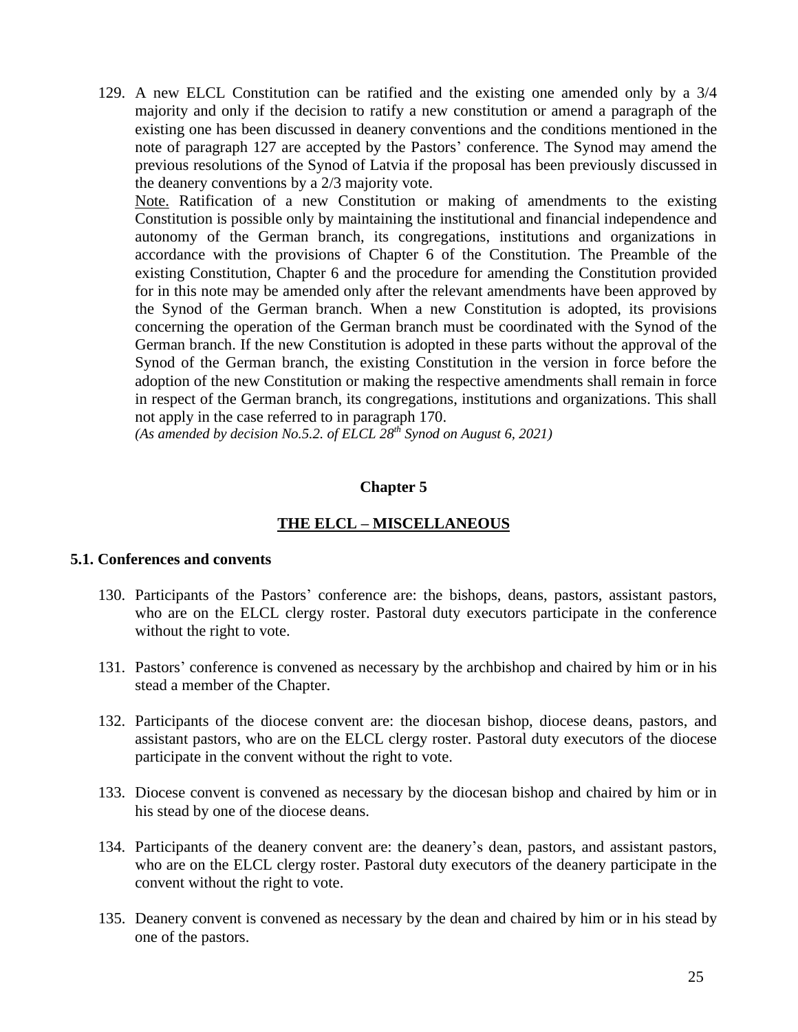129. A new ELCL Constitution can be ratified and the existing one amended only by a 3/4 majority and only if the decision to ratify a new constitution or amend a paragraph of the existing one has been discussed in deanery conventions and the conditions mentioned in the note of paragraph 127 are accepted by the Pastors' conference. The Synod may amend the previous resolutions of the Synod of Latvia if the proposal has been previously discussed in the deanery conventions by a 2/3 majority vote.

Note. Ratification of a new Constitution or making of amendments to the existing Constitution is possible only by maintaining the institutional and financial independence and autonomy of the German branch, its congregations, institutions and organizations in accordance with the provisions of Chapter 6 of the Constitution. The Preamble of the existing Constitution, Chapter 6 and the procedure for amending the Constitution provided for in this note may be amended only after the relevant amendments have been approved by the Synod of the German branch. When a new Constitution is adopted, its provisions concerning the operation of the German branch must be coordinated with the Synod of the German branch. If the new Constitution is adopted in these parts without the approval of the Synod of the German branch, the existing Constitution in the version in force before the adoption of the new Constitution or making the respective amendments shall remain in force in respect of the German branch, its congregations, institutions and organizations. This shall not apply in the case referred to in paragraph 170.

*(As amended by decision No.5.2. of ELCL 28th Synod on August 6, 2021)*

## Chapter 5

## THE ELCL – MISCELLANEOUS

### 5.1. Conferences and convents

130. Participants of the Pastors' conference are: the bishops, deans, pastors, assistant pastors, who are on the ELCL clergy roster. Pastoral duty executors participate in the conference without the right to vote.

131. Pastors' conference is convened as necessary by the archbishop and chaired by him or in his stead a member of the Chapter.

132. Participants of the diocese convent are: the diocesan bishop, diocese deans, pastors, and assistant pastors, who are on the ELCL clergy roster. Pastoral duty executors of the diocese participate in the convent without the right to vote.

133. Diocese convent is convened as necessary by the diocesan bishop and chaired by him or in his stead by one of the diocese deans.

134. Participants of the deanery convent are: the deanery's dean, pastors, and assistant pastors, who are on the ELCL clergy roster. Pastoral duty executors of the deanery participate in the convent without the right to vote.

135. Deanery convent is convened as necessary by the dean and chaired by him or in his stead by one of the pastors.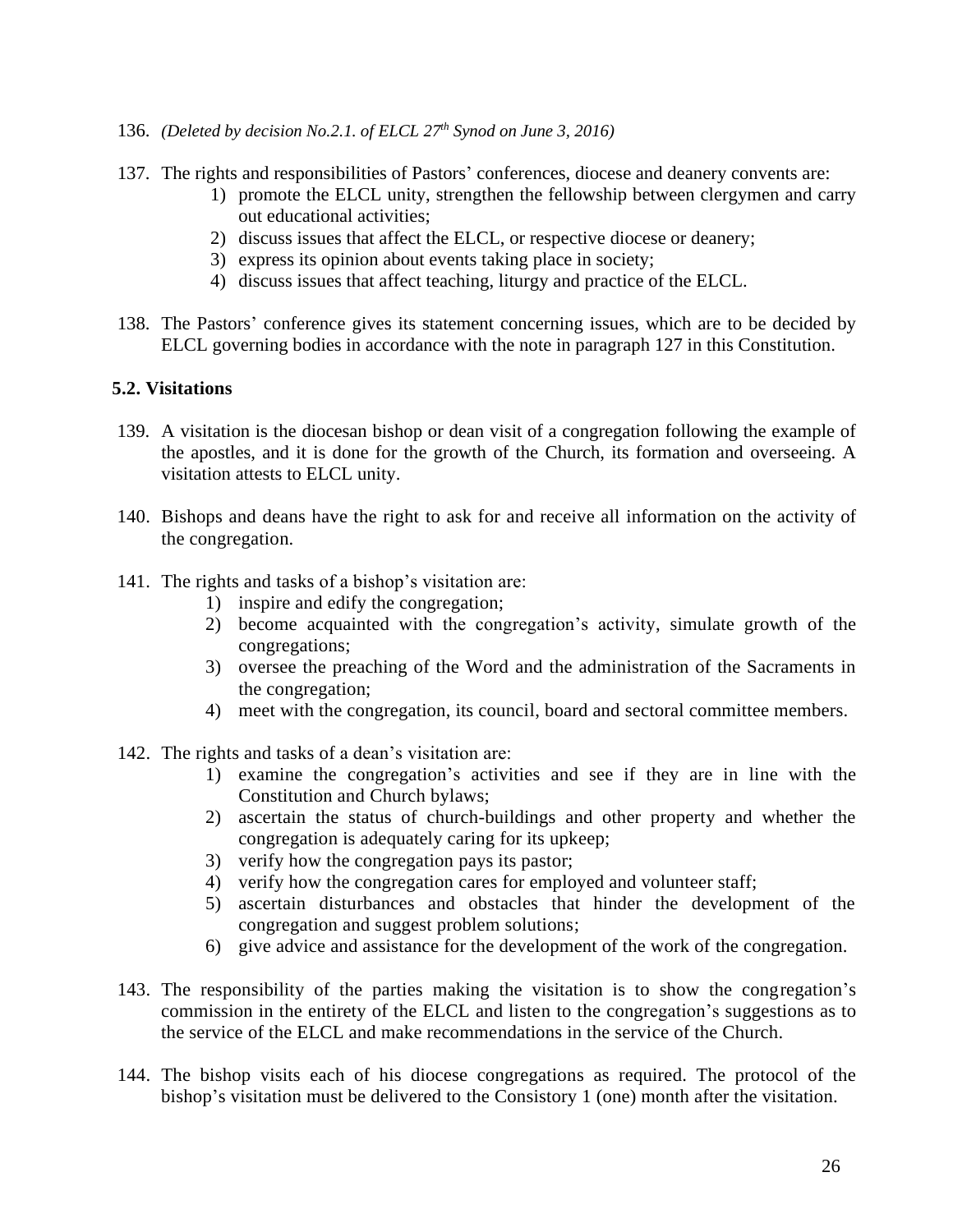136. *(Deleted by decision No.2.1. of ELCL 27th Synod on June 3, 2016)*

137. The rights and responsibilities of Pastors' conferences, diocese and deanery convents are:
    1) promote the ELCL unity, strengthen the fellowship between clergymen and carry out educational activities;
    2) discuss issues that affect the ELCL, or respective diocese or deanery;
    3) express its opinion about events taking place in society;
    4) discuss issues that affect teaching, liturgy and practice of the ELCL.

138. The Pastors' conference gives its statement concerning issues, which are to be decided by ELCL governing bodies in accordance with the note in paragraph 127 in this Constitution.

### 5.2. Visitations

139. A visitation is the diocesan bishop or dean visit of a congregation following the example of the apostles, and it is done for the growth of the Church, its formation and overseeing. A visitation attests to ELCL unity.

140. Bishops and deans have the right to ask for and receive all information on the activity of the congregation.

141. The rights and tasks of a bishop's visitation are:
    1) inspire and edify the congregation;
    2) become acquainted with the congregation's activity, simulate growth of the congregations;
    3) oversee the preaching of the Word and the administration of the Sacraments in the congregation;
    4) meet with the congregation, its council, board and sectoral committee members.

142. The rights and tasks of a dean's visitation are:
    1) examine the congregation's activities and see if they are in line with the Constitution and Church bylaws;
    2) ascertain the status of church-buildings and other property and whether the congregation is adequately caring for its upkeep;
    3) verify how the congregation pays its pastor;
    4) verify how the congregation cares for employed and volunteer staff;
    5) ascertain disturbances and obstacles that hinder the development of the congregation and suggest problem solutions;
    6) give advice and assistance for the development of the work of the congregation.

143. The responsibility of the parties making the visitation is to show the congregation's commission in the entirety of the ELCL and listen to the congregation's suggestions as to the service of the ELCL and make recommendations in the service of the Church.

144. The bishop visits each of his diocese congregations as required. The protocol of the bishop's visitation must be delivered to the Consistory 1 (one) month after the visitation.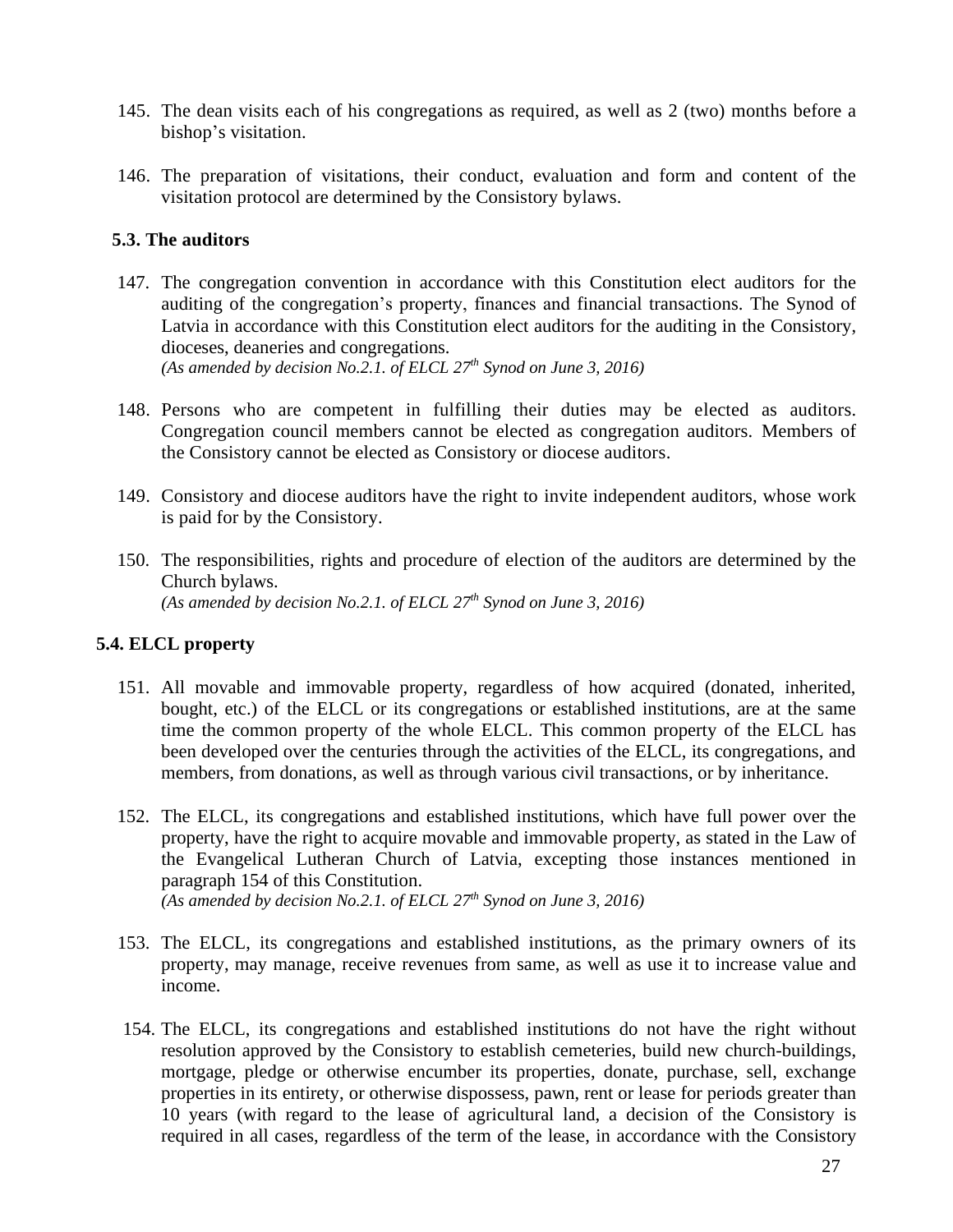145. The dean visits each of his congregations as required, as well as 2 (two) months before a bishop's visitation.

146. The preparation of visitations, their conduct, evaluation and form and content of the visitation protocol are determined by the Consistory bylaws.

### 5.3. The auditors

147. The congregation convention in accordance with this Constitution elect auditors for the auditing of the congregation's property, finances and financial transactions. The Synod of Latvia in accordance with this Constitution elect auditors for the auditing in the Consistory, dioceses, deaneries and congregations.
*(As amended by decision No.2.1. of ELCL 27th Synod on June 3, 2016)*

148. Persons who are competent in fulfilling their duties may be elected as auditors. Congregation council members cannot be elected as congregation auditors. Members of the Consistory cannot be elected as Consistory or diocese auditors.

149. Consistory and diocese auditors have the right to invite independent auditors, whose work is paid for by the Consistory.

150. The responsibilities, rights and procedure of election of the auditors are determined by the Church bylaws.
*(As amended by decision No.2.1. of ELCL 27th Synod on June 3, 2016)*

### 5.4. ELCL property

151. All movable and immovable property, regardless of how acquired (donated, inherited, bought, etc.) of the ELCL or its congregations or established institutions, are at the same time the common property of the whole ELCL. This common property of the ELCL has been developed over the centuries through the activities of the ELCL, its congregations, and members, from donations, as well as through various civil transactions, or by inheritance.

152. The ELCL, its congregations and established institutions, which have full power over the property, have the right to acquire movable and immovable property, as stated in the Law of the Evangelical Lutheran Church of Latvia, excepting those instances mentioned in paragraph 154 of this Constitution.
*(As amended by decision No.2.1. of ELCL 27th Synod on June 3, 2016)*

153. The ELCL, its congregations and established institutions, as the primary owners of its property, may manage, receive revenues from same, as well as use it to increase value and income.

154. The ELCL, its congregations and established institutions do not have the right without resolution approved by the Consistory to establish cemeteries, build new church-buildings, mortgage, pledge or otherwise encumber its properties, donate, purchase, sell, exchange properties in its entirety, or otherwise dispossess, pawn, rent or lease for periods greater than 10 years (with regard to the lease of agricultural land, a decision of the Consistory is required in all cases, regardless of the term of the lease, in accordance with the Consistory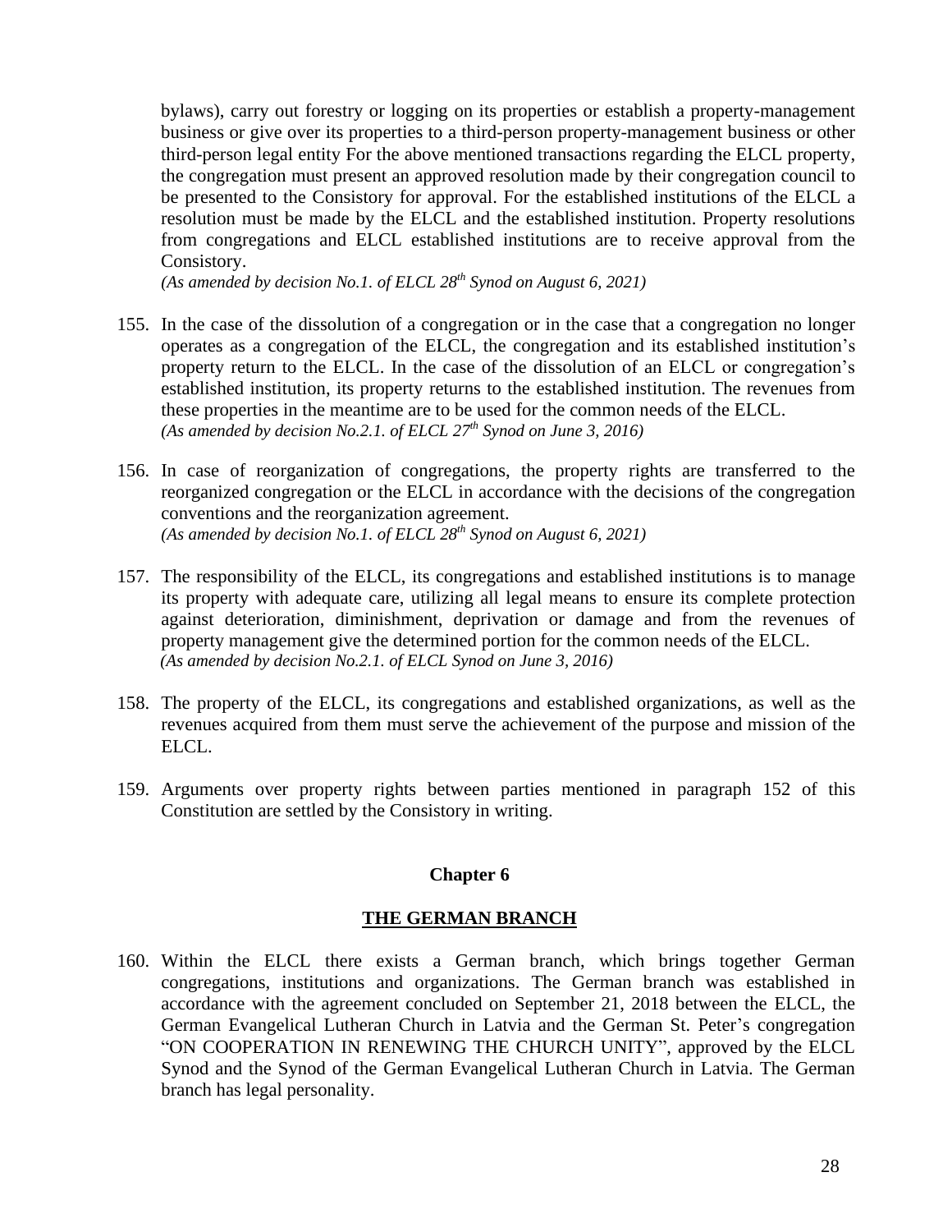bylaws), carry out forestry or logging on its properties or establish a property-management business or give over its properties to a third-person property-management business or other third-person legal entity For the above mentioned transactions regarding the ELCL property, the congregation must present an approved resolution made by their congregation council to be presented to the Consistory for approval. For the established institutions of the ELCL a resolution must be made by the ELCL and the established institution. Property resolutions from congregations and ELCL established institutions are to receive approval from the Consistory.
*(As amended by decision No.1. of ELCL 28th Synod on August 6, 2021)*

155. In the case of the dissolution of a congregation or in the case that a congregation no longer operates as a congregation of the ELCL, the congregation and its established institution's property return to the ELCL. In the case of the dissolution of an ELCL or congregation's established institution, its property returns to the established institution. The revenues from these properties in the meantime are to be used for the common needs of the ELCL.
*(As amended by decision No.2.1. of ELCL 27th Synod on June 3, 2016)*

156. In case of reorganization of congregations, the property rights are transferred to the reorganized congregation or the ELCL in accordance with the decisions of the congregation conventions and the reorganization agreement.
*(As amended by decision No.1. of ELCL 28th Synod on August 6, 2021)*

157. The responsibility of the ELCL, its congregations and established institutions is to manage its property with adequate care, utilizing all legal means to ensure its complete protection against deterioration, diminishment, deprivation or damage and from the revenues of property management give the determined portion for the common needs of the ELCL.
*(As amended by decision No.2.1. of ELCL Synod on June 3, 2016)*

158. The property of the ELCL, its congregations and established organizations, as well as the revenues acquired from them must serve the achievement of the purpose and mission of the ELCL.

159. Arguments over property rights between parties mentioned in paragraph 152 of this Constitution are settled by the Consistory in writing.

## Chapter 6

## THE GERMAN BRANCH

160. Within the ELCL there exists a German branch, which brings together German congregations, institutions and organizations. The German branch was established in accordance with the agreement concluded on September 21, 2018 between the ELCL, the German Evangelical Lutheran Church in Latvia and the German St. Peter's congregation "ON COOPERATION IN RENEWING THE CHURCH UNITY", approved by the ELCL Synod and the Synod of the German Evangelical Lutheran Church in Latvia. The German branch has legal personality.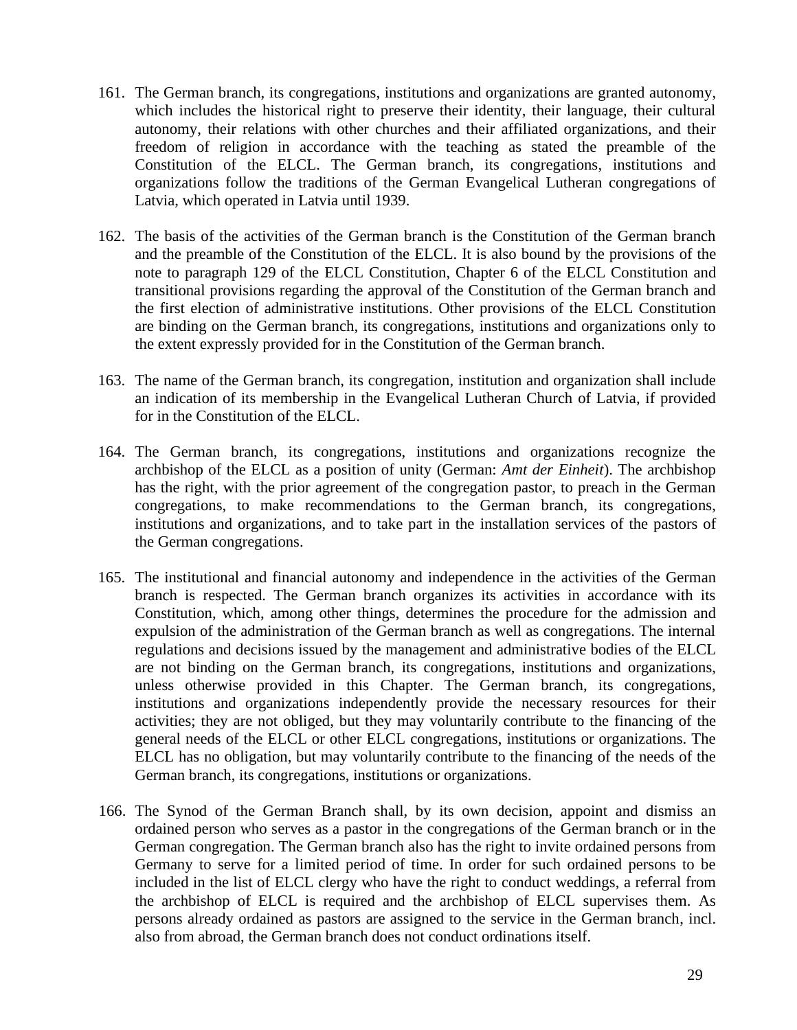161. The German branch, its congregations, institutions and organizations are granted autonomy, which includes the historical right to preserve their identity, their language, their cultural autonomy, their relations with other churches and their affiliated organizations, and their freedom of religion in accordance with the teaching as stated the preamble of the Constitution of the ELCL. The German branch, its congregations, institutions and organizations follow the traditions of the German Evangelical Lutheran congregations of Latvia, which operated in Latvia until 1939.

162. The basis of the activities of the German branch is the Constitution of the German branch and the preamble of the Constitution of the ELCL. It is also bound by the provisions of the note to paragraph 129 of the ELCL Constitution, Chapter 6 of the ELCL Constitution and transitional provisions regarding the approval of the Constitution of the German branch and the first election of administrative institutions. Other provisions of the ELCL Constitution are binding on the German branch, its congregations, institutions and organizations only to the extent expressly provided for in the Constitution of the German branch.

163. The name of the German branch, its congregation, institution and organization shall include an indication of its membership in the Evangelical Lutheran Church of Latvia, if provided for in the Constitution of the ELCL.

164. The German branch, its congregations, institutions and organizations recognize the archbishop of the ELCL as a position of unity (German: *Amt der Einheit*). The archbishop has the right, with the prior agreement of the congregation pastor, to preach in the German congregations, to make recommendations to the German branch, its congregations, institutions and organizations, and to take part in the installation services of the pastors of the German congregations.

165. The institutional and financial autonomy and independence in the activities of the German branch is respected. The German branch organizes its activities in accordance with its Constitution, which, among other things, determines the procedure for the admission and expulsion of the administration of the German branch as well as congregations. The internal regulations and decisions issued by the management and administrative bodies of the ELCL are not binding on the German branch, its congregations, institutions and organizations, unless otherwise provided in this Chapter. The German branch, its congregations, institutions and organizations independently provide the necessary resources for their activities; they are not obliged, but they may voluntarily contribute to the financing of the general needs of the ELCL or other ELCL congregations, institutions or organizations. The ELCL has no obligation, but may voluntarily contribute to the financing of the needs of the German branch, its congregations, institutions or organizations.

166. The Synod of the German Branch shall, by its own decision, appoint and dismiss an ordained person who serves as a pastor in the congregations of the German branch or in the German congregation. The German branch also has the right to invite ordained persons from Germany to serve for a limited period of time. In order for such ordained persons to be included in the list of ELCL clergy who have the right to conduct weddings, a referral from the archbishop of ELCL is required and the archbishop of ELCL supervises them. As persons already ordained as pastors are assigned to the service in the German branch, incl. also from abroad, the German branch does not conduct ordinations itself.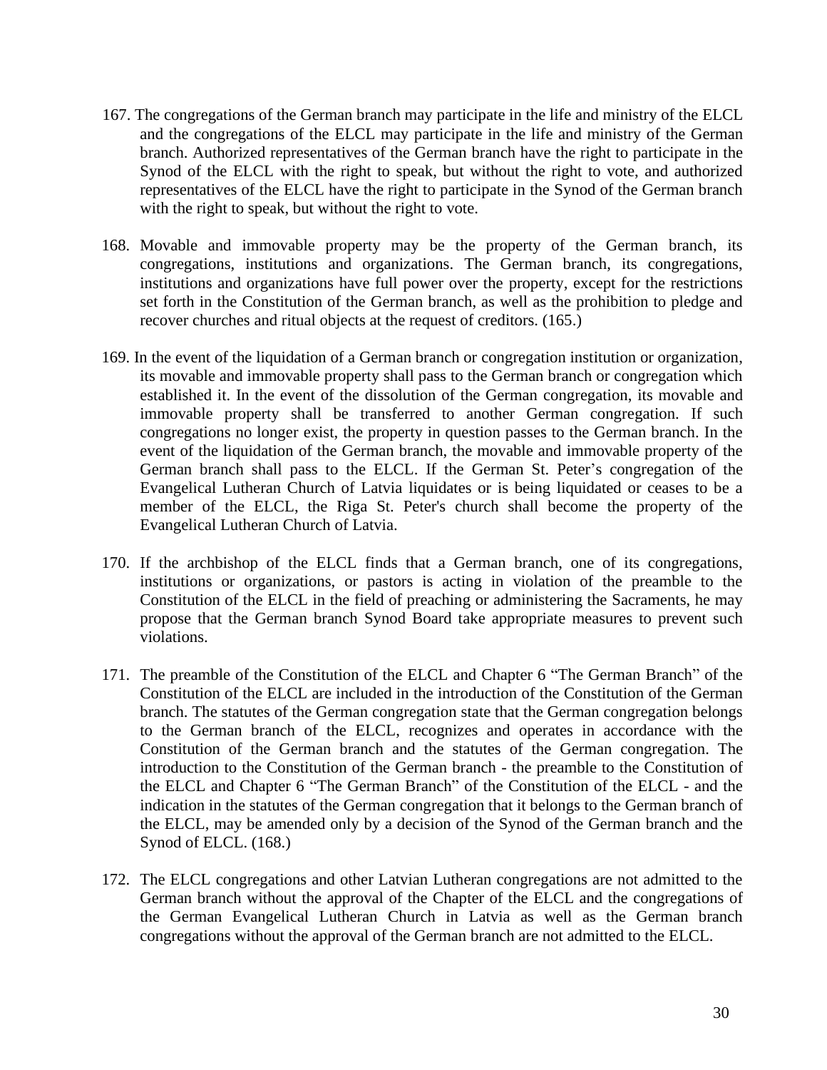167. The congregations of the German branch may participate in the life and ministry of the ELCL and the congregations of the ELCL may participate in the life and ministry of the German branch. Authorized representatives of the German branch have the right to participate in the Synod of the ELCL with the right to speak, but without the right to vote, and authorized representatives of the ELCL have the right to participate in the Synod of the German branch with the right to speak, but without the right to vote.

168. Movable and immovable property may be the property of the German branch, its congregations, institutions and organizations. The German branch, its congregations, institutions and organizations have full power over the property, except for the restrictions set forth in the Constitution of the German branch, as well as the prohibition to pledge and recover churches and ritual objects at the request of creditors. (165.)

169. In the event of the liquidation of a German branch or congregation institution or organization, its movable and immovable property shall pass to the German branch or congregation which established it. In the event of the dissolution of the German congregation, its movable and immovable property shall be transferred to another German congregation. If such congregations no longer exist, the property in question passes to the German branch. In the event of the liquidation of the German branch, the movable and immovable property of the German branch shall pass to the ELCL. If the German St. Peter's congregation of the Evangelical Lutheran Church of Latvia liquidates or is being liquidated or ceases to be a member of the ELCL, the Riga St. Peter's church shall become the property of the Evangelical Lutheran Church of Latvia.

170. If the archbishop of the ELCL finds that a German branch, one of its congregations, institutions or organizations, or pastors is acting in violation of the preamble to the Constitution of the ELCL in the field of preaching or administering the Sacraments, he may propose that the German branch Synod Board take appropriate measures to prevent such violations.

171. The preamble of the Constitution of the ELCL and Chapter 6 "The German Branch" of the Constitution of the ELCL are included in the introduction of the Constitution of the German branch. The statutes of the German congregation state that the German congregation belongs to the German branch of the ELCL, recognizes and operates in accordance with the Constitution of the German branch and the statutes of the German congregation. The introduction to the Constitution of the German branch - the preamble to the Constitution of the ELCL and Chapter 6 "The German Branch" of the Constitution of the ELCL - and the indication in the statutes of the German congregation that it belongs to the German branch of the ELCL, may be amended only by a decision of the Synod of the German branch and the Synod of ELCL. (168.)

172. The ELCL congregations and other Latvian Lutheran congregations are not admitted to the German branch without the approval of the Chapter of the ELCL and the congregations of the German Evangelical Lutheran Church in Latvia as well as the German branch congregations without the approval of the German branch are not admitted to the ELCL.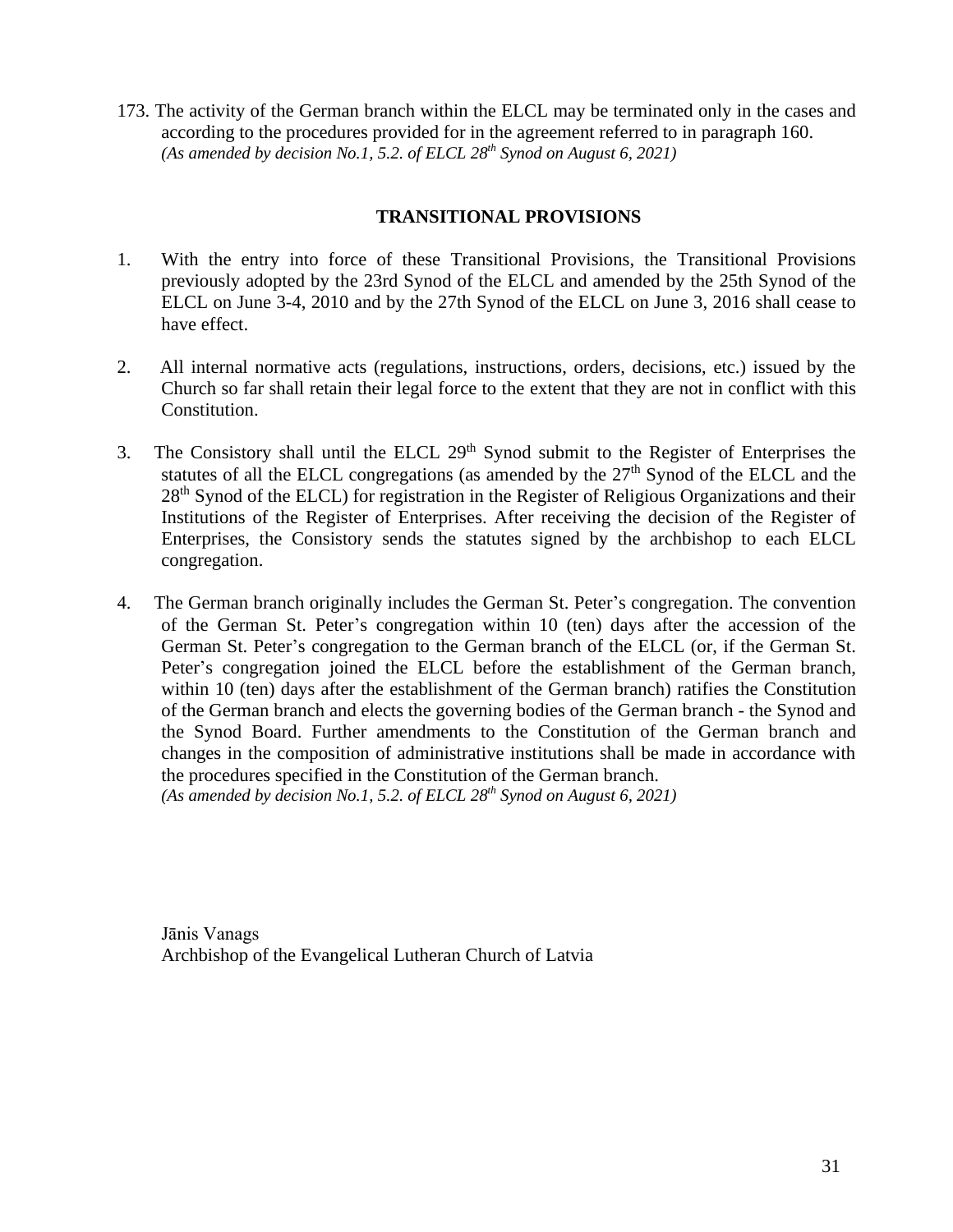173. The activity of the German branch within the ELCL may be terminated only in the cases and according to the procedures provided for in the agreement referred to in paragraph 160.
*(As amended by decision No.1, 5.2. of ELCL 28th Synod on August 6, 2021)*

## TRANSITIONAL PROVISIONS

1. With the entry into force of these Transitional Provisions, the Transitional Provisions previously adopted by the 23rd Synod of the ELCL and amended by the 25th Synod of the ELCL on June 3-4, 2010 and by the 27th Synod of the ELCL on June 3, 2016 shall cease to have effect.

2. All internal normative acts (regulations, instructions, orders, decisions, etc.) issued by the Church so far shall retain their legal force to the extent that they are not in conflict with this Constitution.

3. The Consistory shall until the ELCL 29th Synod submit to the Register of Enterprises the statutes of all the ELCL congregations (as amended by the 27th Synod of the ELCL and the 28th Synod of the ELCL) for registration in the Register of Religious Organizations and their Institutions of the Register of Enterprises. After receiving the decision of the Register of Enterprises, the Consistory sends the statutes signed by the archbishop to each ELCL congregation.

4. The German branch originally includes the German St. Peter's congregation. The convention of the German St. Peter's congregation within 10 (ten) days after the accession of the German St. Peter's congregation to the German branch of the ELCL (or, if the German St. Peter's congregation joined the ELCL before the establishment of the German branch, within 10 (ten) days after the establishment of the German branch) ratifies the Constitution of the German branch and elects the governing bodies of the German branch - the Synod and the Synod Board. Further amendments to the Constitution of the German branch and changes in the composition of administrative institutions shall be made in accordance with the procedures specified in the Constitution of the German branch.
*(As amended by decision No.1, 5.2. of ELCL 28th Synod on August 6, 2021)*

Jānis Vanags
Archbishop of the Evangelical Lutheran Church of Latvia